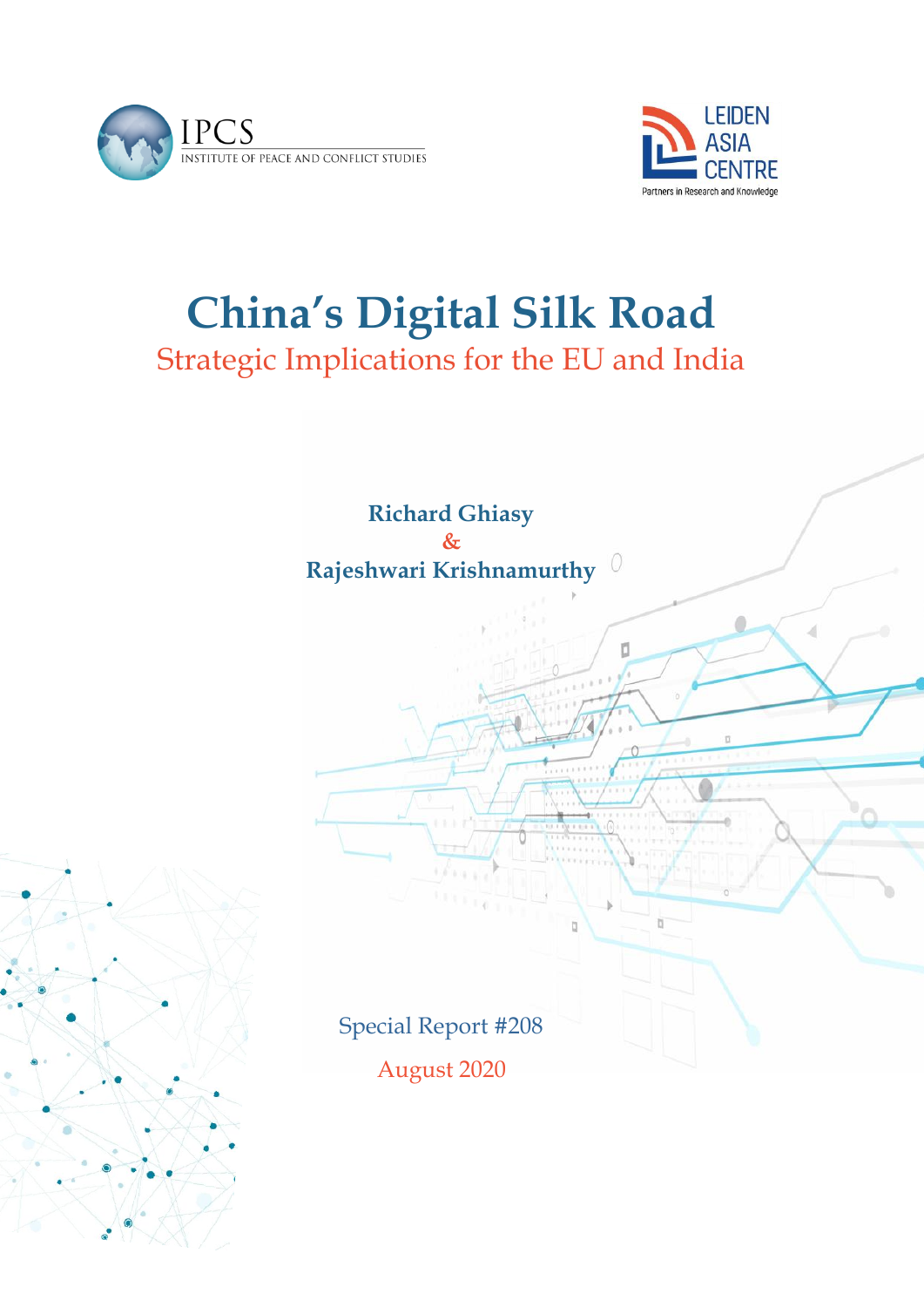IPCS
INSTITUTE OF PEACE AND CONFLICT STUDIES

LEIDEN ASIA CENTRE
Partners in Research and Knowledge

# China's Digital Silk Road

## Strategic Implications for the EU and India

**Richard Ghiasy**
&
**Rajeshwari Krishnamurthy**

Special Report #208

August 2020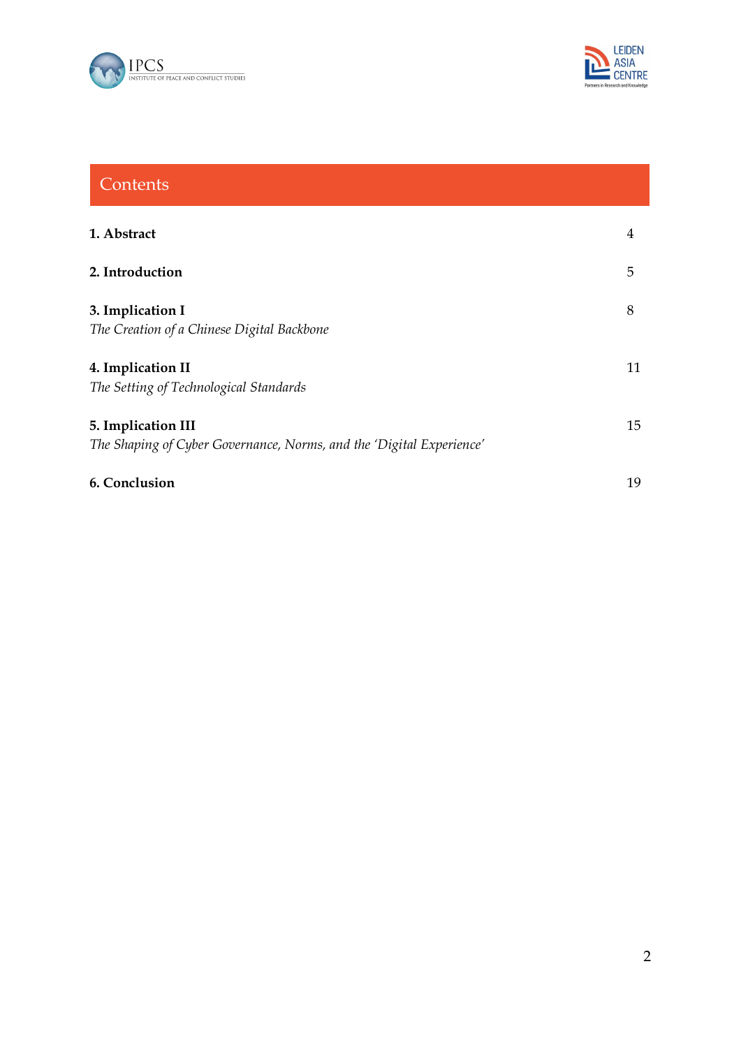## Contents

| | |
|---|---|
| **1. Abstract** | 4 |
| **2. Introduction** | 5 |
| **3. Implication I**<br>*The Creation of a Chinese Digital Backbone* | 8 |
| **4. Implication II**<br>*The Setting of Technological Standards* | 11 |
| **5. Implication III**<br>*The Shaping of Cyber Governance, Norms, and the 'Digital Experience'* | 15 |
| **6. Conclusion** | 19 |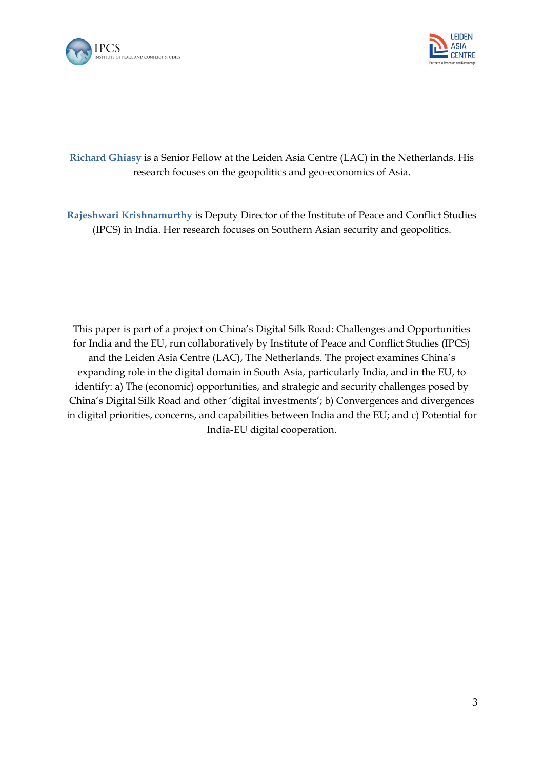**Richard Ghiasy** is a Senior Fellow at the Leiden Asia Centre (LAC) in the Netherlands. His research focuses on the geopolitics and geo-economics of Asia.

**Rajeshwari Krishnamurthy** is Deputy Director of the Institute of Peace and Conflict Studies (IPCS) in India. Her research focuses on Southern Asian security and geopolitics.

---

This paper is part of a project on China's Digital Silk Road: Challenges and Opportunities for India and the EU, run collaboratively by Institute of Peace and Conflict Studies (IPCS) and the Leiden Asia Centre (LAC), The Netherlands. The project examines China's expanding role in the digital domain in South Asia, particularly India, and in the EU, to identify: a) The (economic) opportunities, and strategic and security challenges posed by China's Digital Silk Road and other 'digital investments'; b) Convergences and divergences in digital priorities, concerns, and capabilities between India and the EU; and c) Potential for India-EU digital cooperation.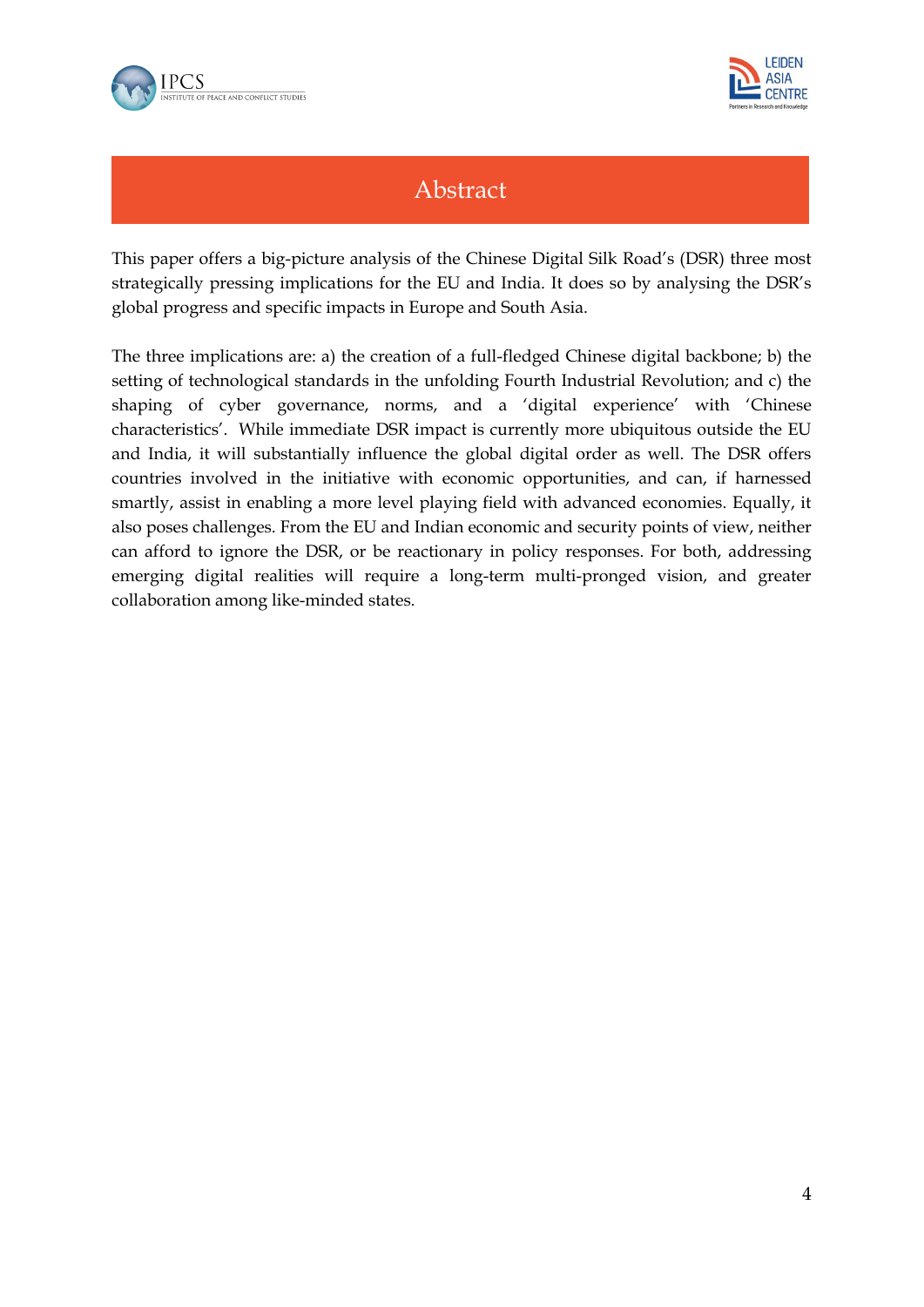# Abstract

This paper offers a big-picture analysis of the Chinese Digital Silk Road's (DSR) three most strategically pressing implications for the EU and India. It does so by analysing the DSR's global progress and specific impacts in Europe and South Asia.

The three implications are: a) the creation of a full-fledged Chinese digital backbone; b) the setting of technological standards in the unfolding Fourth Industrial Revolution; and c) the shaping of cyber governance, norms, and a 'digital experience' with 'Chinese characteristics'. While immediate DSR impact is currently more ubiquitous outside the EU and India, it will substantially influence the global digital order as well. The DSR offers countries involved in the initiative with economic opportunities, and can, if harnessed smartly, assist in enabling a more level playing field with advanced economies. Equally, it also poses challenges. From the EU and Indian economic and security points of view, neither can afford to ignore the DSR, or be reactionary in policy responses. For both, addressing emerging digital realities will require a long-term multi-pronged vision, and greater collaboration among like-minded states.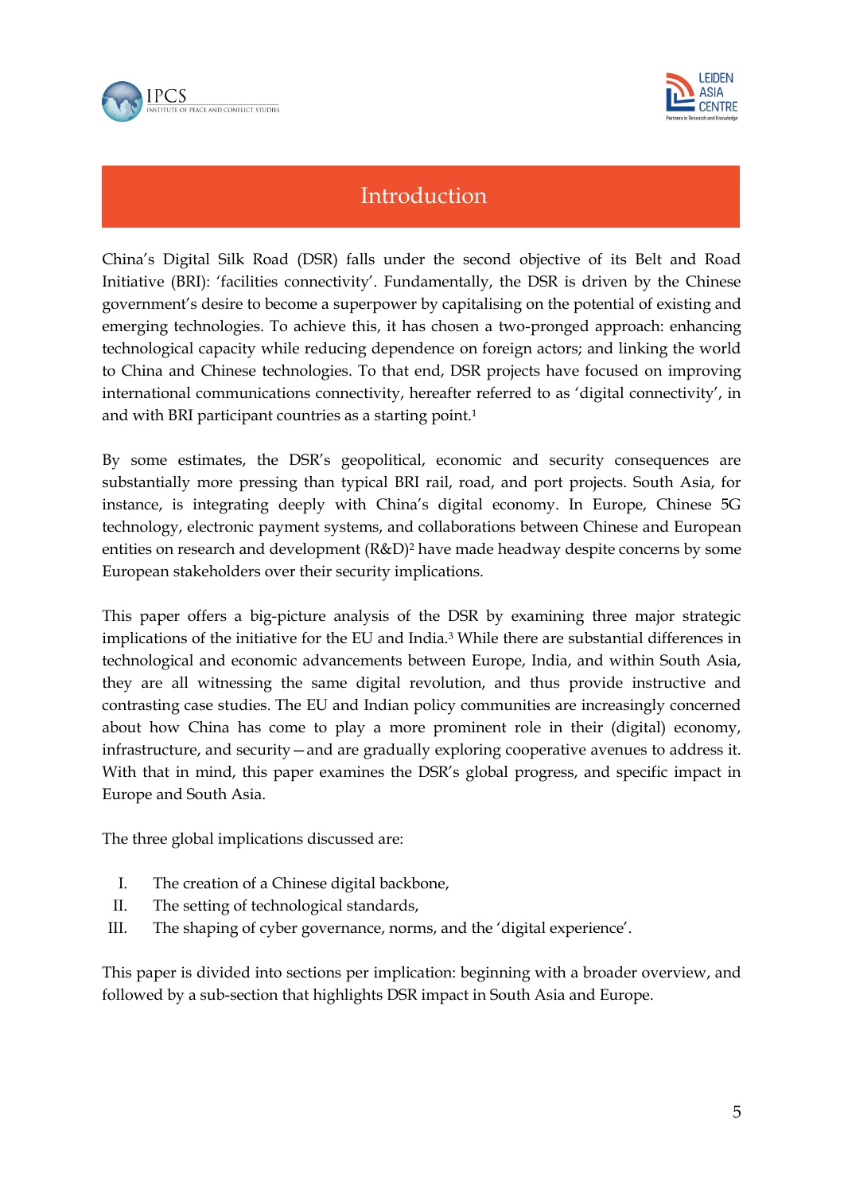# Introduction

China's Digital Silk Road (DSR) falls under the second objective of its Belt and Road Initiative (BRI): 'facilities connectivity'. Fundamentally, the DSR is driven by the Chinese government's desire to become a superpower by capitalising on the potential of existing and emerging technologies. To achieve this, it has chosen a two-pronged approach: enhancing technological capacity while reducing dependence on foreign actors; and linking the world to China and Chinese technologies. To that end, DSR projects have focused on improving international communications connectivity, hereafter referred to as 'digital connectivity', in and with BRI participant countries as a starting point.[1]

By some estimates, the DSR's geopolitical, economic and security consequences are substantially more pressing than typical BRI rail, road, and port projects. South Asia, for instance, is integrating deeply with China's digital economy. In Europe, Chinese 5G technology, electronic payment systems, and collaborations between Chinese and European entities on research and development (R&D)[2] have made headway despite concerns by some European stakeholders over their security implications.

This paper offers a big-picture analysis of the DSR by examining three major strategic implications of the initiative for the EU and India.[3] While there are substantial differences in technological and economic advancements between Europe, India, and within South Asia, they are all witnessing the same digital revolution, and thus provide instructive and contrasting case studies. The EU and Indian policy communities are increasingly concerned about how China has come to play a more prominent role in their (digital) economy, infrastructure, and security—and are gradually exploring cooperative avenues to address it. With that in mind, this paper examines the DSR's global progress, and specific impact in Europe and South Asia.

The three global implications discussed are:

I. The creation of a Chinese digital backbone,
II. The setting of technological standards,
III. The shaping of cyber governance, norms, and the 'digital experience'.

This paper is divided into sections per implication: beginning with a broader overview, and followed by a sub-section that highlights DSR impact in South Asia and Europe.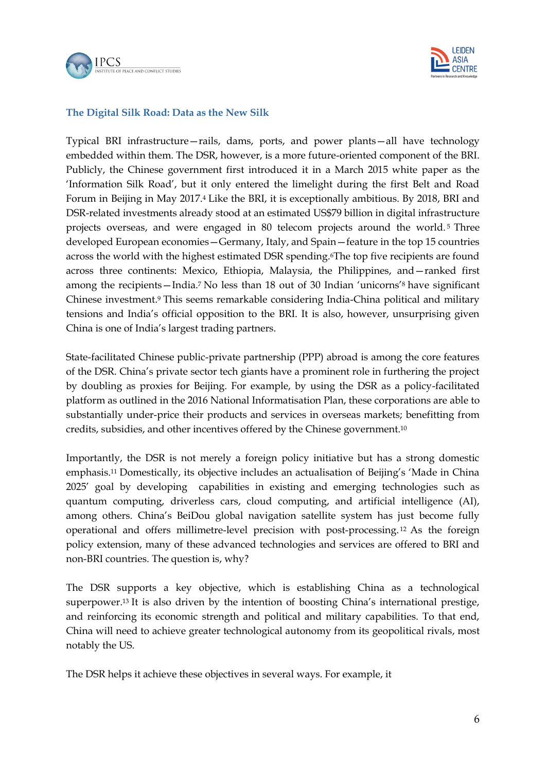## The Digital Silk Road: Data as the New Silk

Typical BRI infrastructure—rails, dams, ports, and power plants—all have technology embedded within them. The DSR, however, is a more future-oriented component of the BRI. Publicly, the Chinese government first introduced it in a March 2015 white paper as the 'Information Silk Road', but it only entered the limelight during the first Belt and Road Forum in Beijing in May 2017.[4] Like the BRI, it is exceptionally ambitious. By 2018, BRI and DSR-related investments already stood at an estimated US$79 billion in digital infrastructure projects overseas, and were engaged in 80 telecom projects around the world.[5] Three developed European economies—Germany, Italy, and Spain—feature in the top 15 countries across the world with the highest estimated DSR spending.[6]The top five recipients are found across three continents: Mexico, Ethiopia, Malaysia, the Philippines, and—ranked first among the recipients—India.[7] No less than 18 out of 30 Indian 'unicorns'[8] have significant Chinese investment.[9] This seems remarkable considering India-China political and military tensions and India's official opposition to the BRI. It is also, however, unsurprising given China is one of India's largest trading partners.

State-facilitated Chinese public-private partnership (PPP) abroad is among the core features of the DSR. China's private sector tech giants have a prominent role in furthering the project by doubling as proxies for Beijing. For example, by using the DSR as a policy-facilitated platform as outlined in the 2016 National Informatisation Plan, these corporations are able to substantially under-price their products and services in overseas markets; benefitting from credits, subsidies, and other incentives offered by the Chinese government.[10]

Importantly, the DSR is not merely a foreign policy initiative but has a strong domestic emphasis.[11] Domestically, its objective includes an actualisation of Beijing's 'Made in China 2025' goal by developing capabilities in existing and emerging technologies such as quantum computing, driverless cars, cloud computing, and artificial intelligence (AI), among others. China's BeiDou global navigation satellite system has just become fully operational and offers millimetre-level precision with post-processing.[12] As the foreign policy extension, many of these advanced technologies and services are offered to BRI and non-BRI countries. The question is, why?

The DSR supports a key objective, which is establishing China as a technological superpower.[13] It is also driven by the intention of boosting China's international prestige, and reinforcing its economic strength and political and military capabilities. To that end, China will need to achieve greater technological autonomy from its geopolitical rivals, most notably the US.

The DSR helps it achieve these objectives in several ways. For example, it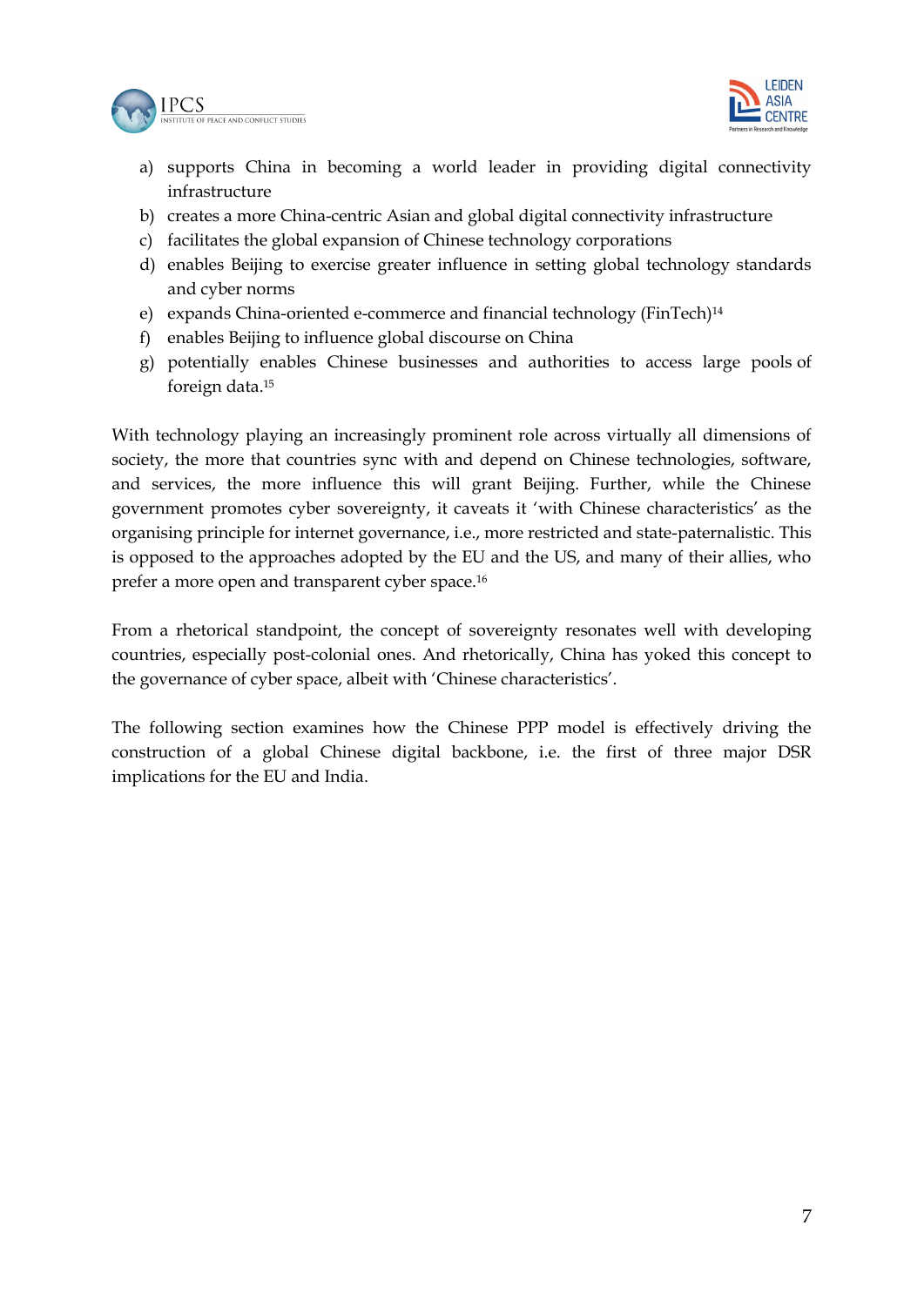a) supports China in becoming a world leader in providing digital connectivity infrastructure
b) creates a more China-centric Asian and global digital connectivity infrastructure
c) facilitates the global expansion of Chinese technology corporations
d) enables Beijing to exercise greater influence in setting global technology standards and cyber norms
e) expands China-oriented e-commerce and financial technology (FinTech)[14]
f) enables Beijing to influence global discourse on China
g) potentially enables Chinese businesses and authorities to access large pools of foreign data.[15]

With technology playing an increasingly prominent role across virtually all dimensions of society, the more that countries sync with and depend on Chinese technologies, software, and services, the more influence this will grant Beijing. Further, while the Chinese government promotes cyber sovereignty, it caveats it 'with Chinese characteristics' as the organising principle for internet governance, i.e., more restricted and state-paternalistic. This is opposed to the approaches adopted by the EU and the US, and many of their allies, who prefer a more open and transparent cyber space.[16]

From a rhetorical standpoint, the concept of sovereignty resonates well with developing countries, especially post-colonial ones. And rhetorically, China has yoked this concept to the governance of cyber space, albeit with 'Chinese characteristics'.

The following section examines how the Chinese PPP model is effectively driving the construction of a global Chinese digital backbone, i.e. the first of three major DSR implications for the EU and India.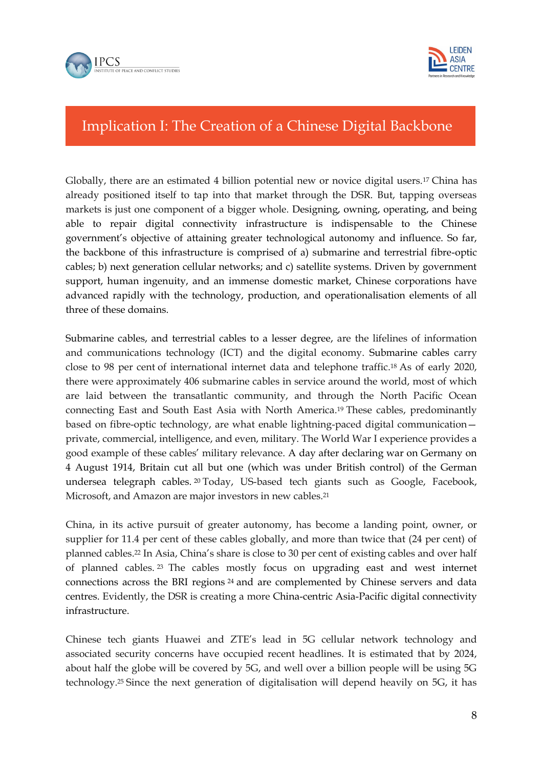## Implication I: The Creation of a Chinese Digital Backbone

Globally, there are an estimated 4 billion potential new or novice digital users.[17] China has already positioned itself to tap into that market through the DSR. But, tapping overseas markets is just one component of a bigger whole. Designing, owning, operating, and being able to repair digital connectivity infrastructure is indispensable to the Chinese government's objective of attaining greater technological autonomy and influence. So far, the backbone of this infrastructure is comprised of a) submarine and terrestrial fibre-optic cables; b) next generation cellular networks; and c) satellite systems. Driven by government support, human ingenuity, and an immense domestic market, Chinese corporations have advanced rapidly with the technology, production, and operationalisation elements of all three of these domains.

Submarine cables, and terrestrial cables to a lesser degree, are the lifelines of information and communications technology (ICT) and the digital economy. Submarine cables carry close to 98 per cent of international internet data and telephone traffic.[18] As of early 2020, there were approximately 406 submarine cables in service around the world, most of which are laid between the transatlantic community, and through the North Pacific Ocean connecting East and South East Asia with North America.[19] These cables, predominantly based on fibre-optic technology, are what enable lightning-paced digital communication—private, commercial, intelligence, and even, military. The World War I experience provides a good example of these cables' military relevance. A day after declaring war on Germany on 4 August 1914, Britain cut all but one (which was under British control) of the German undersea telegraph cables.[20] Today, US-based tech giants such as Google, Facebook, Microsoft, and Amazon are major investors in new cables.[21]

China, in its active pursuit of greater autonomy, has become a landing point, owner, or supplier for 11.4 per cent of these cables globally, and more than twice that (24 per cent) of planned cables.[22] In Asia, China's share is close to 30 per cent of existing cables and over half of planned cables.[23] The cables mostly focus on upgrading east and west internet connections across the BRI regions[24] and are complemented by Chinese servers and data centres. Evidently, the DSR is creating a more China-centric Asia-Pacific digital connectivity infrastructure.

Chinese tech giants Huawei and ZTE's lead in 5G cellular network technology and associated security concerns have occupied recent headlines. It is estimated that by 2024, about half the globe will be covered by 5G, and well over a billion people will be using 5G technology.[25] Since the next generation of digitalisation will depend heavily on 5G, it has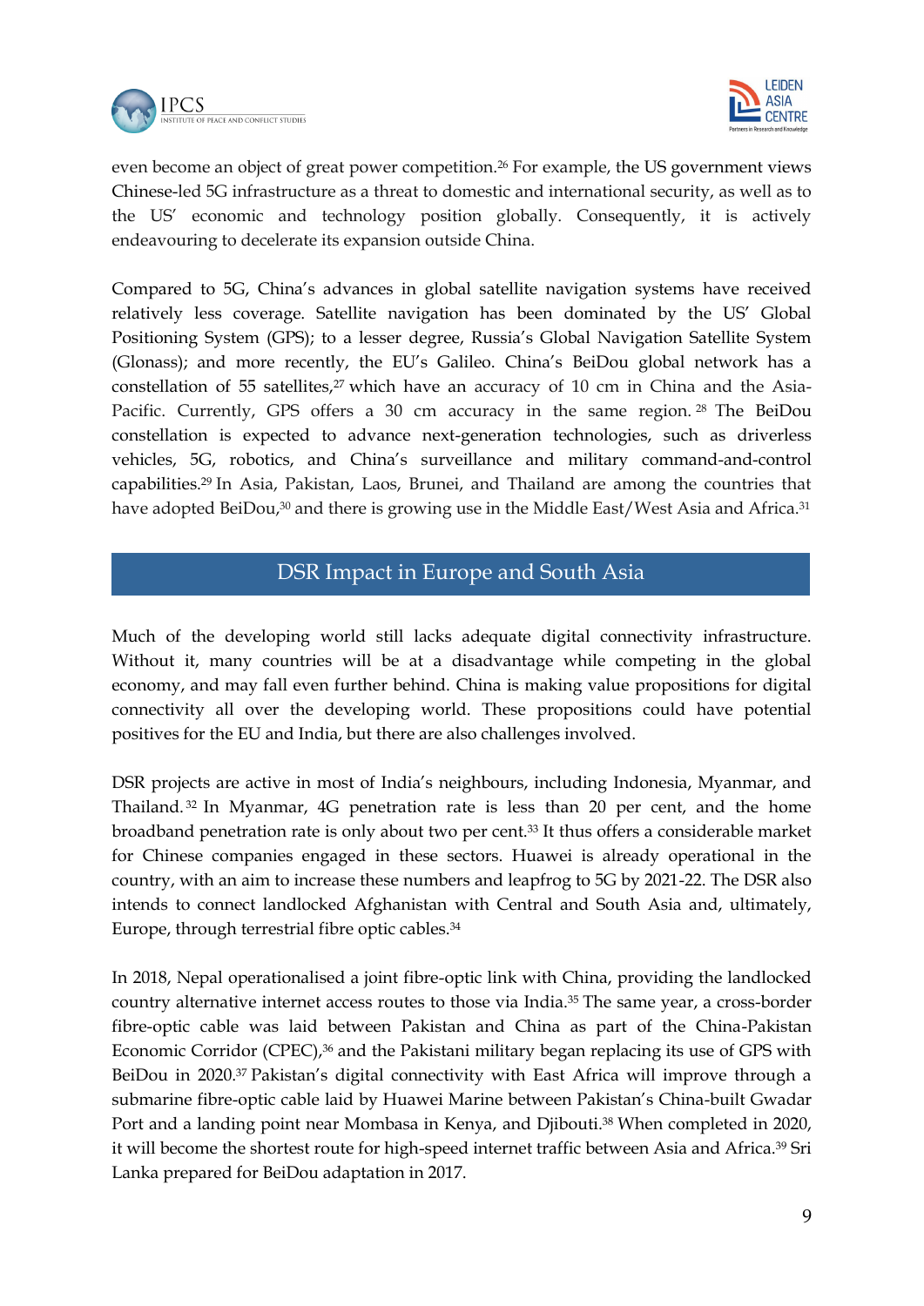even become an object of great power competition.[26] For example, the US government views Chinese-led 5G infrastructure as a threat to domestic and international security, as well as to the US' economic and technology position globally. Consequently, it is actively endeavouring to decelerate its expansion outside China.

Compared to 5G, China's advances in global satellite navigation systems have received relatively less coverage. Satellite navigation has been dominated by the US' Global Positioning System (GPS); to a lesser degree, Russia's Global Navigation Satellite System (Glonass); and more recently, the EU's Galileo. China's BeiDou global network has a constellation of 55 satellites,[27] which have an accuracy of 10 cm in China and the Asia-Pacific. Currently, GPS offers a 30 cm accuracy in the same region.[28] The BeiDou constellation is expected to advance next-generation technologies, such as driverless vehicles, 5G, robotics, and China's surveillance and military command-and-control capabilities.[29] In Asia, Pakistan, Laos, Brunei, and Thailand are among the countries that have adopted BeiDou,[30] and there is growing use in the Middle East/West Asia and Africa.[31]

## DSR Impact in Europe and South Asia

Much of the developing world still lacks adequate digital connectivity infrastructure. Without it, many countries will be at a disadvantage while competing in the global economy, and may fall even further behind. China is making value propositions for digital connectivity all over the developing world. These propositions could have potential positives for the EU and India, but there are also challenges involved.

DSR projects are active in most of India's neighbours, including Indonesia, Myanmar, and Thailand.[32] In Myanmar, 4G penetration rate is less than 20 per cent, and the home broadband penetration rate is only about two per cent.[33] It thus offers a considerable market for Chinese companies engaged in these sectors. Huawei is already operational in the country, with an aim to increase these numbers and leapfrog to 5G by 2021-22. The DSR also intends to connect landlocked Afghanistan with Central and South Asia and, ultimately, Europe, through terrestrial fibre optic cables.[34]

In 2018, Nepal operationalised a joint fibre-optic link with China, providing the landlocked country alternative internet access routes to those via India.[35] The same year, a cross-border fibre-optic cable was laid between Pakistan and China as part of the China-Pakistan Economic Corridor (CPEC),[36] and the Pakistani military began replacing its use of GPS with BeiDou in 2020.[37] Pakistan's digital connectivity with East Africa will improve through a submarine fibre-optic cable laid by Huawei Marine between Pakistan's China-built Gwadar Port and a landing point near Mombasa in Kenya, and Djibouti.[38] When completed in 2020, it will become the shortest route for high-speed internet traffic between Asia and Africa.[39] Sri Lanka prepared for BeiDou adaptation in 2017.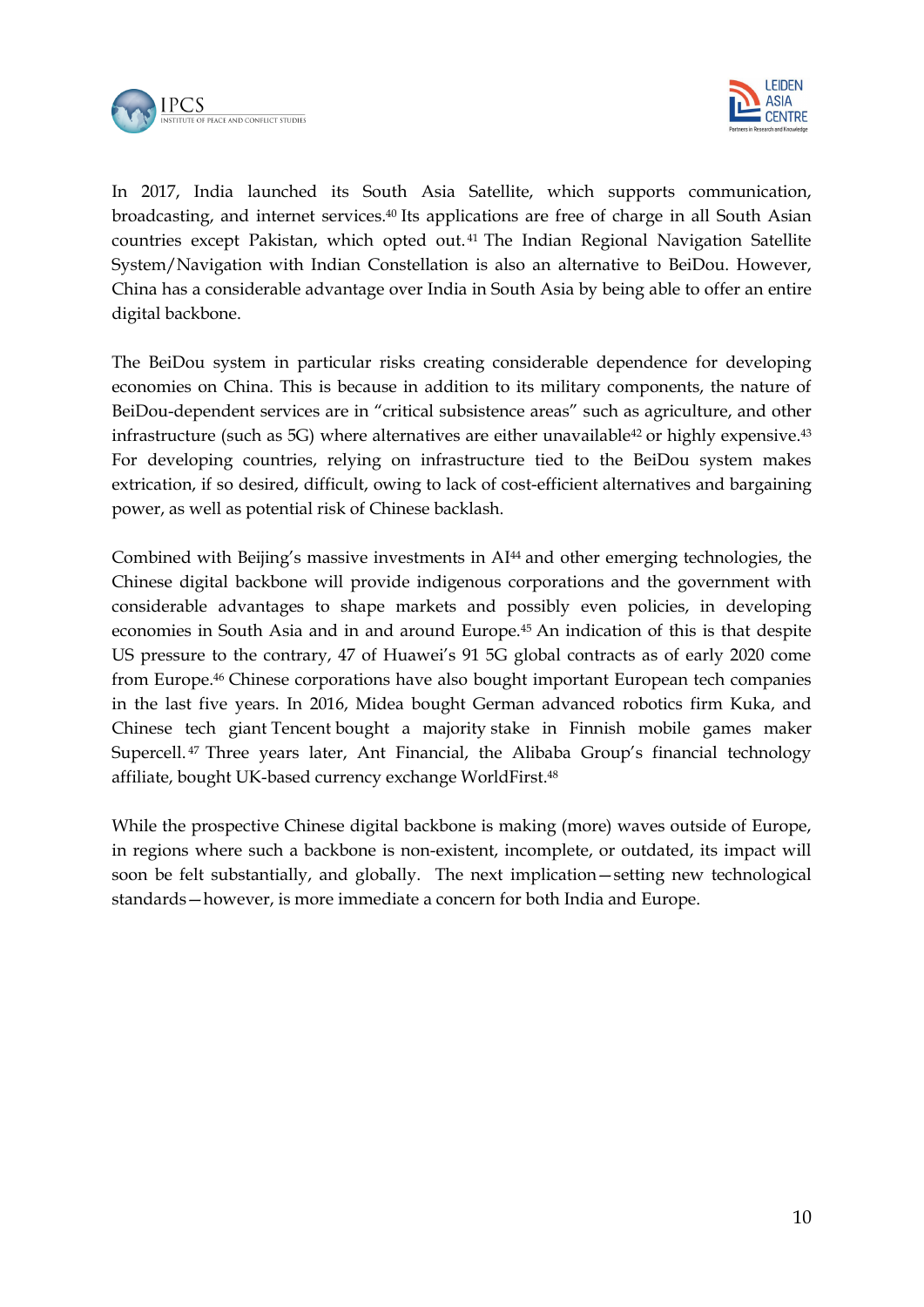In 2017, India launched its South Asia Satellite, which supports communication, broadcasting, and internet services.[40] Its applications are free of charge in all South Asian countries except Pakistan, which opted out.[41] The Indian Regional Navigation Satellite System/Navigation with Indian Constellation is also an alternative to BeiDou. However, China has a considerable advantage over India in South Asia by being able to offer an entire digital backbone.

The BeiDou system in particular risks creating considerable dependence for developing economies on China. This is because in addition to its military components, the nature of BeiDou-dependent services are in "critical subsistence areas" such as agriculture, and other infrastructure (such as 5G) where alternatives are either unavailable[42] or highly expensive.[43] For developing countries, relying on infrastructure tied to the BeiDou system makes extrication, if so desired, difficult, owing to lack of cost-efficient alternatives and bargaining power, as well as potential risk of Chinese backlash.

Combined with Beijing's massive investments in AI[44] and other emerging technologies, the Chinese digital backbone will provide indigenous corporations and the government with considerable advantages to shape markets and possibly even policies, in developing economies in South Asia and in and around Europe.[45] An indication of this is that despite US pressure to the contrary, 47 of Huawei's 91 5G global contracts as of early 2020 come from Europe.[46] Chinese corporations have also bought important European tech companies in the last five years. In 2016, Midea bought German advanced robotics firm Kuka, and Chinese tech giant Tencent bought a majority stake in Finnish mobile games maker Supercell.[47] Three years later, Ant Financial, the Alibaba Group's financial technology affiliate, bought UK-based currency exchange WorldFirst.[48]

While the prospective Chinese digital backbone is making (more) waves outside of Europe, in regions where such a backbone is non-existent, incomplete, or outdated, its impact will soon be felt substantially, and globally. The next implication—setting new technological standards—however, is more immediate a concern for both India and Europe.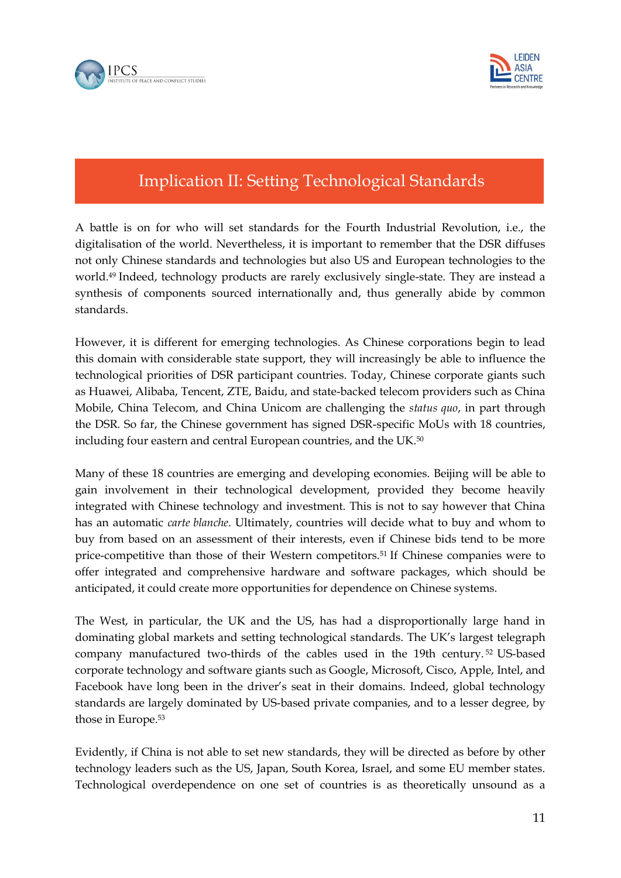## Implication II: Setting Technological Standards

A battle is on for who will set standards for the Fourth Industrial Revolution, i.e., the digitalisation of the world. Nevertheless, it is important to remember that the DSR diffuses not only Chinese standards and technologies but also US and European technologies to the world.[49] Indeed, technology products are rarely exclusively single-state. They are instead a synthesis of components sourced internationally and, thus generally abide by common standards.

However, it is different for emerging technologies. As Chinese corporations begin to lead this domain with considerable state support, they will increasingly be able to influence the technological priorities of DSR participant countries. Today, Chinese corporate giants such as Huawei, Alibaba, Tencent, ZTE, Baidu, and state-backed telecom providers such as China Mobile, China Telecom, and China Unicom are challenging the *status quo*, in part through the DSR. So far, the Chinese government has signed DSR-specific MoUs with 18 countries, including four eastern and central European countries, and the UK.[50]

Many of these 18 countries are emerging and developing economies. Beijing will be able to gain involvement in their technological development, provided they become heavily integrated with Chinese technology and investment. This is not to say however that China has an automatic *carte blanche*. Ultimately, countries will decide what to buy and whom to buy from based on an assessment of their interests, even if Chinese bids tend to be more price-competitive than those of their Western competitors.[51] If Chinese companies were to offer integrated and comprehensive hardware and software packages, which should be anticipated, it could create more opportunities for dependence on Chinese systems.

The West, in particular, the UK and the US, has had a disproportionally large hand in dominating global markets and setting technological standards. The UK's largest telegraph company manufactured two-thirds of the cables used in the 19th century.[52] US-based corporate technology and software giants such as Google, Microsoft, Cisco, Apple, Intel, and Facebook have long been in the driver's seat in their domains. Indeed, global technology standards are largely dominated by US-based private companies, and to a lesser degree, by those in Europe.[53]

Evidently, if China is not able to set new standards, they will be directed as before by other technology leaders such as the US, Japan, South Korea, Israel, and some EU member states. Technological overdependence on one set of countries is as theoretically unsound as a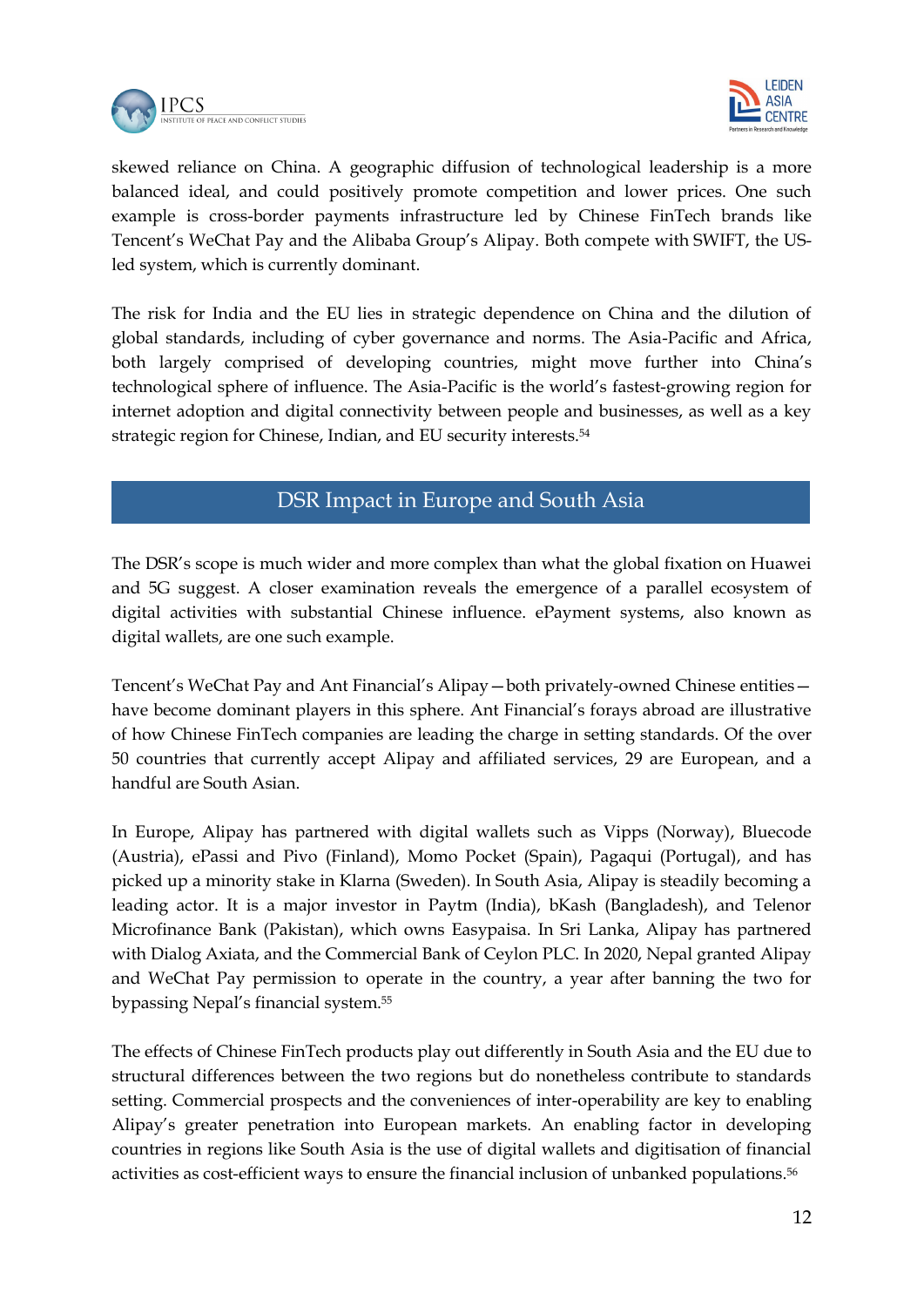skewed reliance on China. A geographic diffusion of technological leadership is a more balanced ideal, and could positively promote competition and lower prices. One such example is cross-border payments infrastructure led by Chinese FinTech brands like Tencent's WeChat Pay and the Alibaba Group's Alipay. Both compete with SWIFT, the US-led system, which is currently dominant.

The risk for India and the EU lies in strategic dependence on China and the dilution of global standards, including of cyber governance and norms. The Asia-Pacific and Africa, both largely comprised of developing countries, might move further into China's technological sphere of influence. The Asia-Pacific is the world's fastest-growing region for internet adoption and digital connectivity between people and businesses, as well as a key strategic region for Chinese, Indian, and EU security interests.[54]

## DSR Impact in Europe and South Asia

The DSR's scope is much wider and more complex than what the global fixation on Huawei and 5G suggest. A closer examination reveals the emergence of a parallel ecosystem of digital activities with substantial Chinese influence. ePayment systems, also known as digital wallets, are one such example.

Tencent's WeChat Pay and Ant Financial's Alipay—both privately-owned Chinese entities—have become dominant players in this sphere. Ant Financial's forays abroad are illustrative of how Chinese FinTech companies are leading the charge in setting standards. Of the over 50 countries that currently accept Alipay and affiliated services, 29 are European, and a handful are South Asian.

In Europe, Alipay has partnered with digital wallets such as Vipps (Norway), Bluecode (Austria), ePassi and Pivo (Finland), Momo Pocket (Spain), Pagaqui (Portugal), and has picked up a minority stake in Klarna (Sweden). In South Asia, Alipay is steadily becoming a leading actor. It is a major investor in Paytm (India), bKash (Bangladesh), and Telenor Microfinance Bank (Pakistan), which owns Easypaisa. In Sri Lanka, Alipay has partnered with Dialog Axiata, and the Commercial Bank of Ceylon PLC. In 2020, Nepal granted Alipay and WeChat Pay permission to operate in the country, a year after banning the two for bypassing Nepal's financial system.[55]

The effects of Chinese FinTech products play out differently in South Asia and the EU due to structural differences between the two regions but do nonetheless contribute to standards setting. Commercial prospects and the conveniences of inter-operability are key to enabling Alipay's greater penetration into European markets. An enabling factor in developing countries in regions like South Asia is the use of digital wallets and digitisation of financial activities as cost-efficient ways to ensure the financial inclusion of unbanked populations.[56]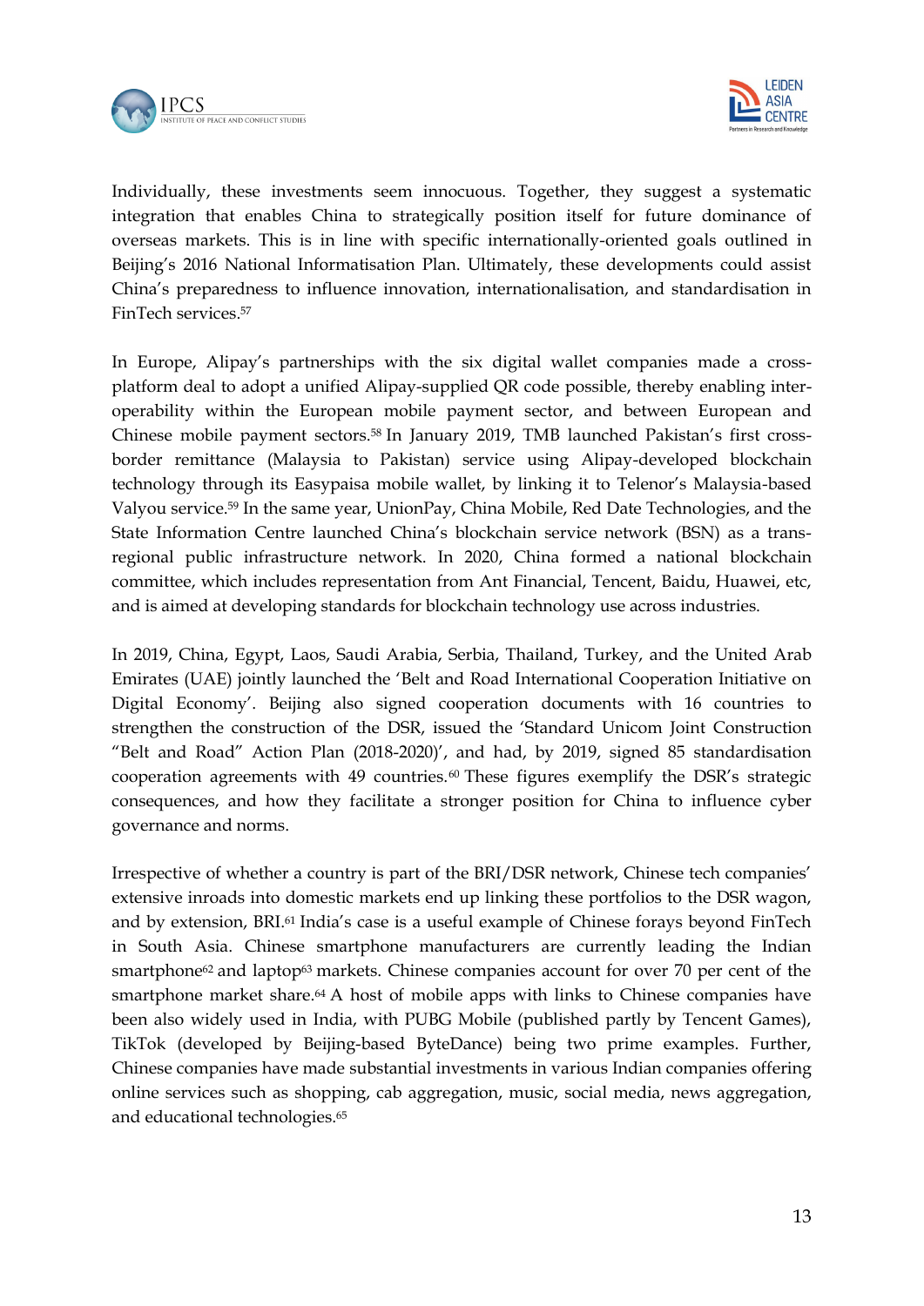Individually, these investments seem innocuous. Together, they suggest a systematic integration that enables China to strategically position itself for future dominance of overseas markets. This is in line with specific internationally-oriented goals outlined in Beijing's 2016 National Informatisation Plan. Ultimately, these developments could assist China's preparedness to influence innovation, internationalisation, and standardisation in FinTech services.[57]

In Europe, Alipay's partnerships with the six digital wallet companies made a cross-platform deal to adopt a unified Alipay-supplied QR code possible, thereby enabling inter-operability within the European mobile payment sector, and between European and Chinese mobile payment sectors.[58] In January 2019, TMB launched Pakistan's first cross-border remittance (Malaysia to Pakistan) service using Alipay-developed blockchain technology through its Easypaisa mobile wallet, by linking it to Telenor's Malaysia-based Valyou service.[59] In the same year, UnionPay, China Mobile, Red Date Technologies, and the State Information Centre launched China's blockchain service network (BSN) as a trans-regional public infrastructure network. In 2020, China formed a national blockchain committee, which includes representation from Ant Financial, Tencent, Baidu, Huawei, etc, and is aimed at developing standards for blockchain technology use across industries.

In 2019, China, Egypt, Laos, Saudi Arabia, Serbia, Thailand, Turkey, and the United Arab Emirates (UAE) jointly launched the 'Belt and Road International Cooperation Initiative on Digital Economy'. Beijing also signed cooperation documents with 16 countries to strengthen the construction of the DSR, issued the 'Standard Unicom Joint Construction "Belt and Road" Action Plan (2018-2020)', and had, by 2019, signed 85 standardisation cooperation agreements with 49 countries.[60] These figures exemplify the DSR's strategic consequences, and how they facilitate a stronger position for China to influence cyber governance and norms.

Irrespective of whether a country is part of the BRI/DSR network, Chinese tech companies' extensive inroads into domestic markets end up linking these portfolios to the DSR wagon, and by extension, BRI.[61] India's case is a useful example of Chinese forays beyond FinTech in South Asia. Chinese smartphone manufacturers are currently leading the Indian smartphone[62] and laptop[63] markets. Chinese companies account for over 70 per cent of the smartphone market share.[64] A host of mobile apps with links to Chinese companies have been also widely used in India, with PUBG Mobile (published partly by Tencent Games), TikTok (developed by Beijing-based ByteDance) being two prime examples. Further, Chinese companies have made substantial investments in various Indian companies offering online services such as shopping, cab aggregation, music, social media, news aggregation, and educational technologies.[65]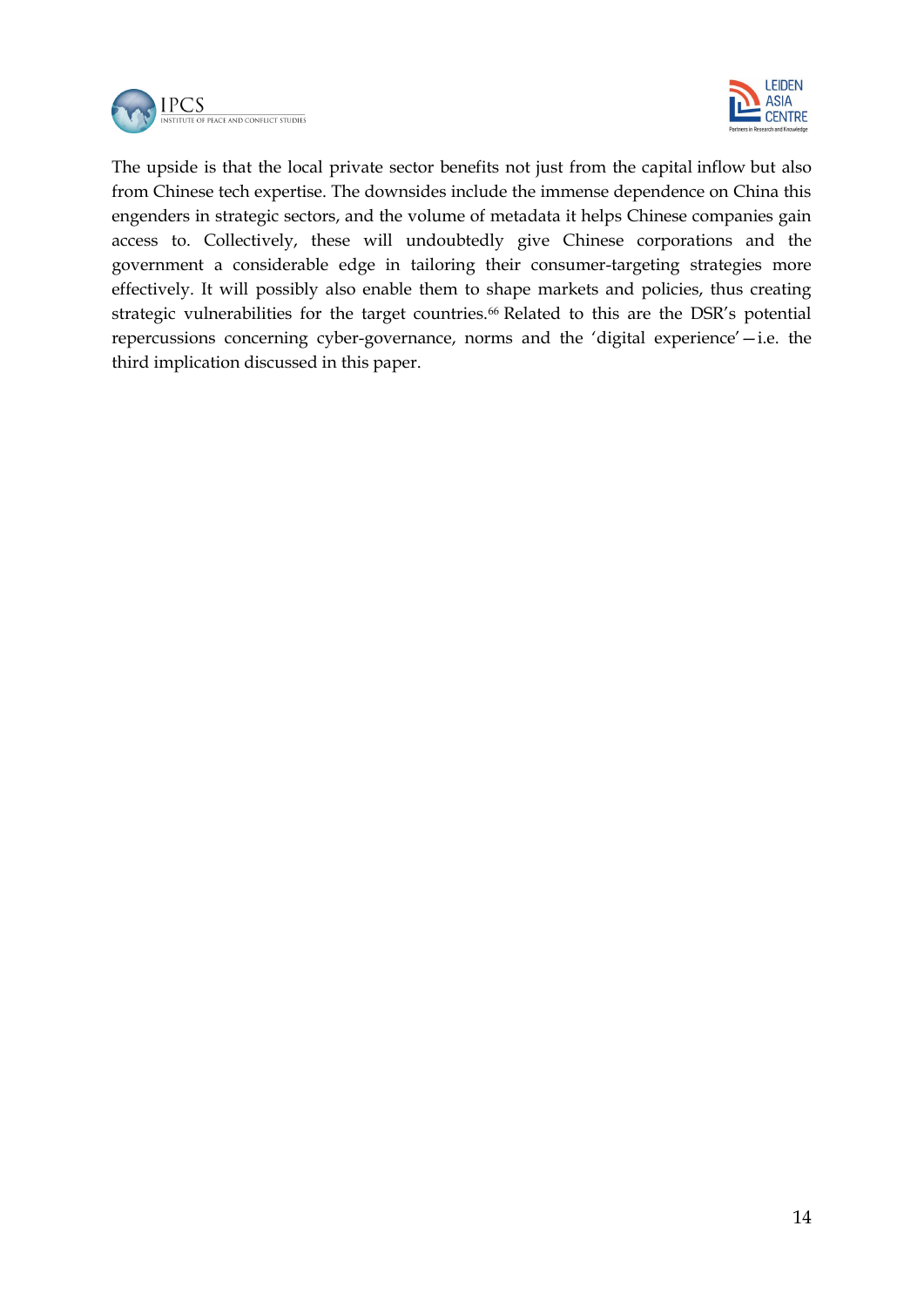The upside is that the local private sector benefits not just from the capital inflow but also from Chinese tech expertise. The downsides include the immense dependence on China this engenders in strategic sectors, and the volume of metadata it helps Chinese companies gain access to. Collectively, these will undoubtedly give Chinese corporations and the government a considerable edge in tailoring their consumer-targeting strategies more effectively. It will possibly also enable them to shape markets and policies, thus creating strategic vulnerabilities for the target countries.[66] Related to this are the DSR's potential repercussions concerning cyber-governance, norms and the 'digital experience'—i.e. the third implication discussed in this paper.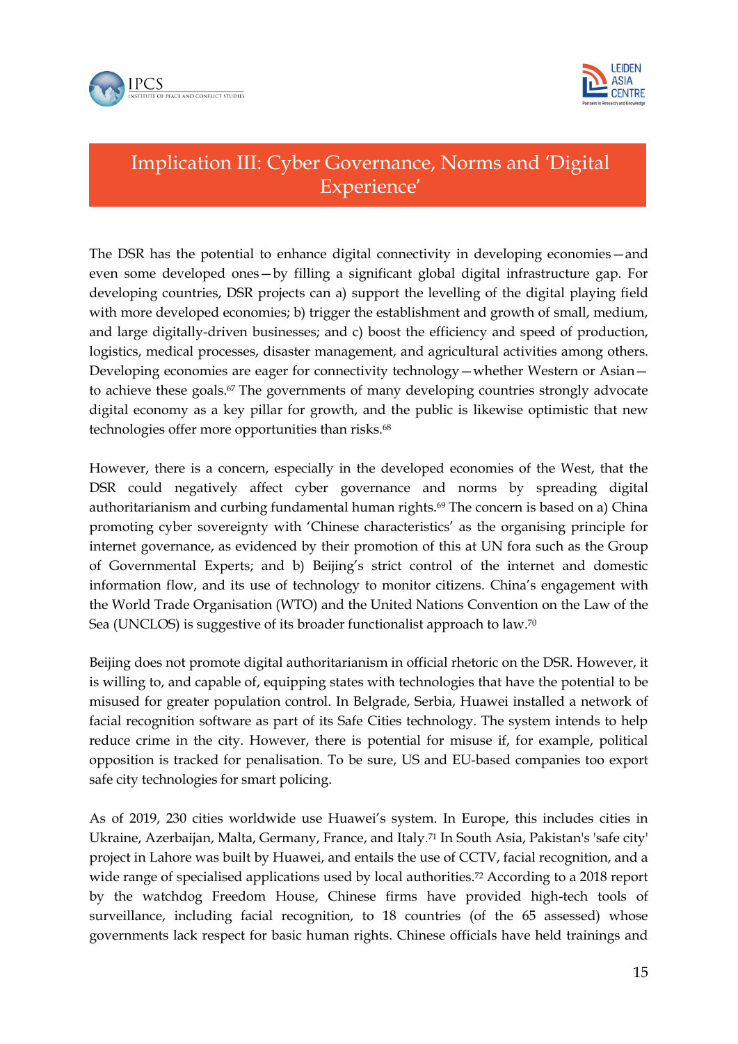# Implication III: Cyber Governance, Norms and 'Digital Experience'

The DSR has the potential to enhance digital connectivity in developing economies—and even some developed ones—by filling a significant global digital infrastructure gap. For developing countries, DSR projects can a) support the levelling of the digital playing field with more developed economies; b) trigger the establishment and growth of small, medium, and large digitally-driven businesses; and c) boost the efficiency and speed of production, logistics, medical processes, disaster management, and agricultural activities among others. Developing economies are eager for connectivity technology—whether Western or Asian—to achieve these goals.[67] The governments of many developing countries strongly advocate digital economy as a key pillar for growth, and the public is likewise optimistic that new technologies offer more opportunities than risks.[68]

However, there is a concern, especially in the developed economies of the West, that the DSR could negatively affect cyber governance and norms by spreading digital authoritarianism and curbing fundamental human rights.[69] The concern is based on a) China promoting cyber sovereignty with 'Chinese characteristics' as the organising principle for internet governance, as evidenced by their promotion of this at UN fora such as the Group of Governmental Experts; and b) Beijing's strict control of the internet and domestic information flow, and its use of technology to monitor citizens. China's engagement with the World Trade Organisation (WTO) and the United Nations Convention on the Law of the Sea (UNCLOS) is suggestive of its broader functionalist approach to law.[70]

Beijing does not promote digital authoritarianism in official rhetoric on the DSR. However, it is willing to, and capable of, equipping states with technologies that have the potential to be misused for greater population control. In Belgrade, Serbia, Huawei installed a network of facial recognition software as part of its Safe Cities technology. The system intends to help reduce crime in the city. However, there is potential for misuse if, for example, political opposition is tracked for penalisation. To be sure, US and EU-based companies too export safe city technologies for smart policing.

As of 2019, 230 cities worldwide use Huawei's system. In Europe, this includes cities in Ukraine, Azerbaijan, Malta, Germany, France, and Italy.[71] In South Asia, Pakistan's 'safe city' project in Lahore was built by Huawei, and entails the use of CCTV, facial recognition, and a wide range of specialised applications used by local authorities.[72] According to a 2018 report by the watchdog Freedom House, Chinese firms have provided high-tech tools of surveillance, including facial recognition, to 18 countries (of the 65 assessed) whose governments lack respect for basic human rights. Chinese officials have held trainings and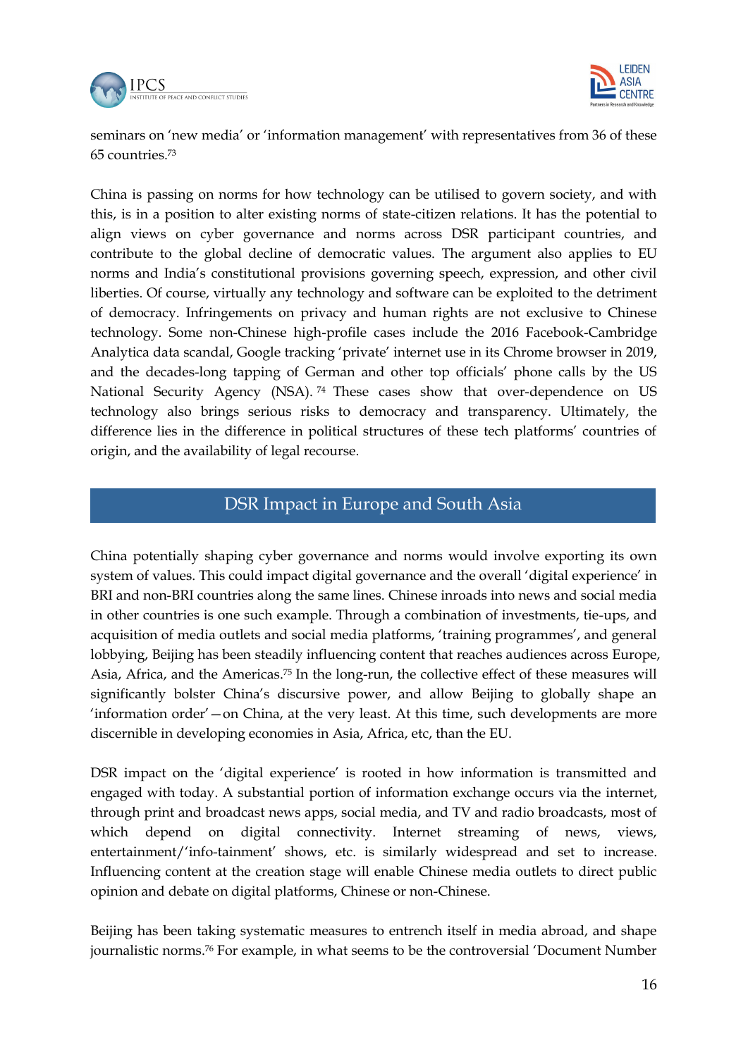seminars on 'new media' or 'information management' with representatives from 36 of these 65 countries.[73]

China is passing on norms for how technology can be utilised to govern society, and with this, is in a position to alter existing norms of state-citizen relations. It has the potential to align views on cyber governance and norms across DSR participant countries, and contribute to the global decline of democratic values. The argument also applies to EU norms and India's constitutional provisions governing speech, expression, and other civil liberties. Of course, virtually any technology and software can be exploited to the detriment of democracy. Infringements on privacy and human rights are not exclusive to Chinese technology. Some non-Chinese high-profile cases include the 2016 Facebook-Cambridge Analytica data scandal, Google tracking 'private' internet use in its Chrome browser in 2019, and the decades-long tapping of German and other top officials' phone calls by the US National Security Agency (NSA).[74] These cases show that over-dependence on US technology also brings serious risks to democracy and transparency. Ultimately, the difference lies in the difference in political structures of these tech platforms' countries of origin, and the availability of legal recourse.

## DSR Impact in Europe and South Asia

China potentially shaping cyber governance and norms would involve exporting its own system of values. This could impact digital governance and the overall 'digital experience' in BRI and non-BRI countries along the same lines. Chinese inroads into news and social media in other countries is one such example. Through a combination of investments, tie-ups, and acquisition of media outlets and social media platforms, 'training programmes', and general lobbying, Beijing has been steadily influencing content that reaches audiences across Europe, Asia, Africa, and the Americas.[75] In the long-run, the collective effect of these measures will significantly bolster China's discursive power, and allow Beijing to globally shape an 'information order'—on China, at the very least. At this time, such developments are more discernible in developing economies in Asia, Africa, etc, than the EU.

DSR impact on the 'digital experience' is rooted in how information is transmitted and engaged with today. A substantial portion of information exchange occurs via the internet, through print and broadcast news apps, social media, and TV and radio broadcasts, most of which depend on digital connectivity. Internet streaming of news, views, entertainment/'info-tainment' shows, etc. is similarly widespread and set to increase. Influencing content at the creation stage will enable Chinese media outlets to direct public opinion and debate on digital platforms, Chinese or non-Chinese.

Beijing has been taking systematic measures to entrench itself in media abroad, and shape journalistic norms.[76] For example, in what seems to be the controversial 'Document Number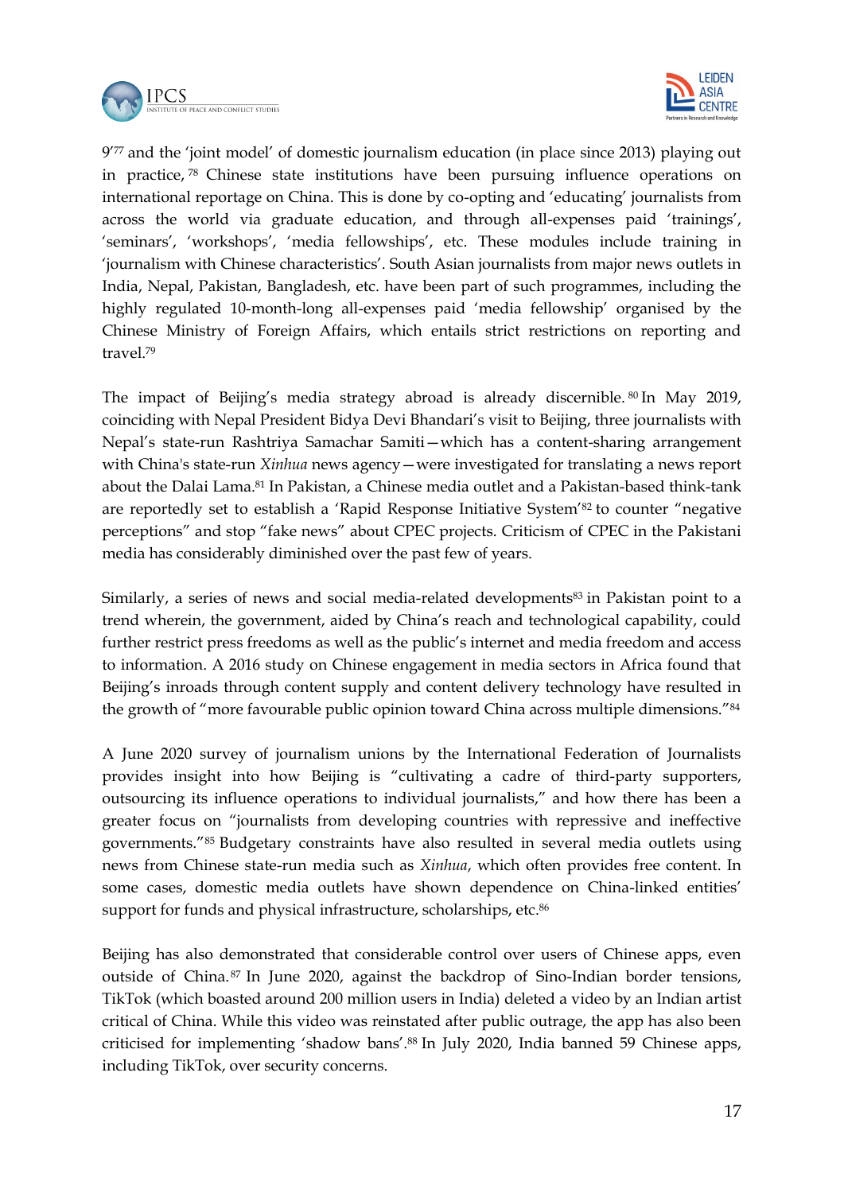9'[77] and the 'joint model' of domestic journalism education (in place since 2013) playing out in practice,[78] Chinese state institutions have been pursuing influence operations on international reportage on China. This is done by co-opting and 'educating' journalists from across the world via graduate education, and through all-expenses paid 'trainings', 'seminars', 'workshops', 'media fellowships', etc. These modules include training in 'journalism with Chinese characteristics'. South Asian journalists from major news outlets in India, Nepal, Pakistan, Bangladesh, etc. have been part of such programmes, including the highly regulated 10-month-long all-expenses paid 'media fellowship' organised by the Chinese Ministry of Foreign Affairs, which entails strict restrictions on reporting and travel.[79]

The impact of Beijing's media strategy abroad is already discernible.[80] In May 2019, coinciding with Nepal President Bidya Devi Bhandari's visit to Beijing, three journalists with Nepal's state-run Rashtriya Samachar Samiti—which has a content-sharing arrangement with China's state-run *Xinhua* news agency—were investigated for translating a news report about the Dalai Lama.[81] In Pakistan, a Chinese media outlet and a Pakistan-based think-tank are reportedly set to establish a 'Rapid Response Initiative System'[82] to counter "negative perceptions" and stop "fake news" about CPEC projects. Criticism of CPEC in the Pakistani media has considerably diminished over the past few of years.

Similarly, a series of news and social media-related developments[83] in Pakistan point to a trend wherein, the government, aided by China's reach and technological capability, could further restrict press freedoms as well as the public's internet and media freedom and access to information. A 2016 study on Chinese engagement in media sectors in Africa found that Beijing's inroads through content supply and content delivery technology have resulted in the growth of "more favourable public opinion toward China across multiple dimensions."[84]

A June 2020 survey of journalism unions by the International Federation of Journalists provides insight into how Beijing is "cultivating a cadre of third-party supporters, outsourcing its influence operations to individual journalists," and how there has been a greater focus on "journalists from developing countries with repressive and ineffective governments."[85] Budgetary constraints have also resulted in several media outlets using news from Chinese state-run media such as *Xinhua*, which often provides free content. In some cases, domestic media outlets have shown dependence on China-linked entities' support for funds and physical infrastructure, scholarships, etc.[86]

Beijing has also demonstrated that considerable control over users of Chinese apps, even outside of China.[87] In June 2020, against the backdrop of Sino-Indian border tensions, TikTok (which boasted around 200 million users in India) deleted a video by an Indian artist critical of China. While this video was reinstated after public outrage, the app has also been criticised for implementing 'shadow bans'.[88] In July 2020, India banned 59 Chinese apps, including TikTok, over security concerns.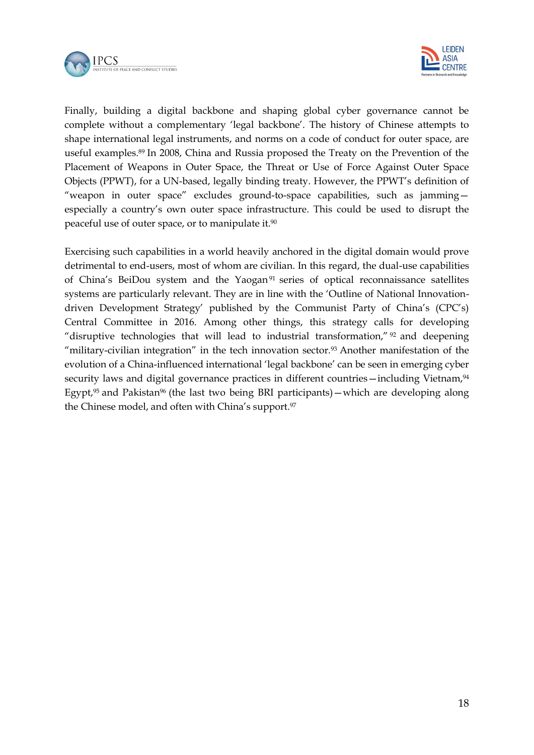Finally, building a digital backbone and shaping global cyber governance cannot be complete without a complementary 'legal backbone'. The history of Chinese attempts to shape international legal instruments, and norms on a code of conduct for outer space, are useful examples.[89] In 2008, China and Russia proposed the Treaty on the Prevention of the Placement of Weapons in Outer Space, the Threat or Use of Force Against Outer Space Objects (PPWT), for a UN-based, legally binding treaty. However, the PPWT's definition of "weapon in outer space" excludes ground-to-space capabilities, such as jamming—especially a country's own outer space infrastructure. This could be used to disrupt the peaceful use of outer space, or to manipulate it.[90]

Exercising such capabilities in a world heavily anchored in the digital domain would prove detrimental to end-users, most of whom are civilian. In this regard, the dual-use capabilities of China's BeiDou system and the Yaogan[91] series of optical reconnaissance satellites systems are particularly relevant. They are in line with the 'Outline of National Innovation-driven Development Strategy' published by the Communist Party of China's (CPC's) Central Committee in 2016. Among other things, this strategy calls for developing "disruptive technologies that will lead to industrial transformation,"[92] and deepening "military-civilian integration" in the tech innovation sector.[93] Another manifestation of the evolution of a China-influenced international 'legal backbone' can be seen in emerging cyber security laws and digital governance practices in different countries—including Vietnam,[94] Egypt,[95] and Pakistan[96] (the last two being BRI participants)—which are developing along the Chinese model, and often with China's support.[97]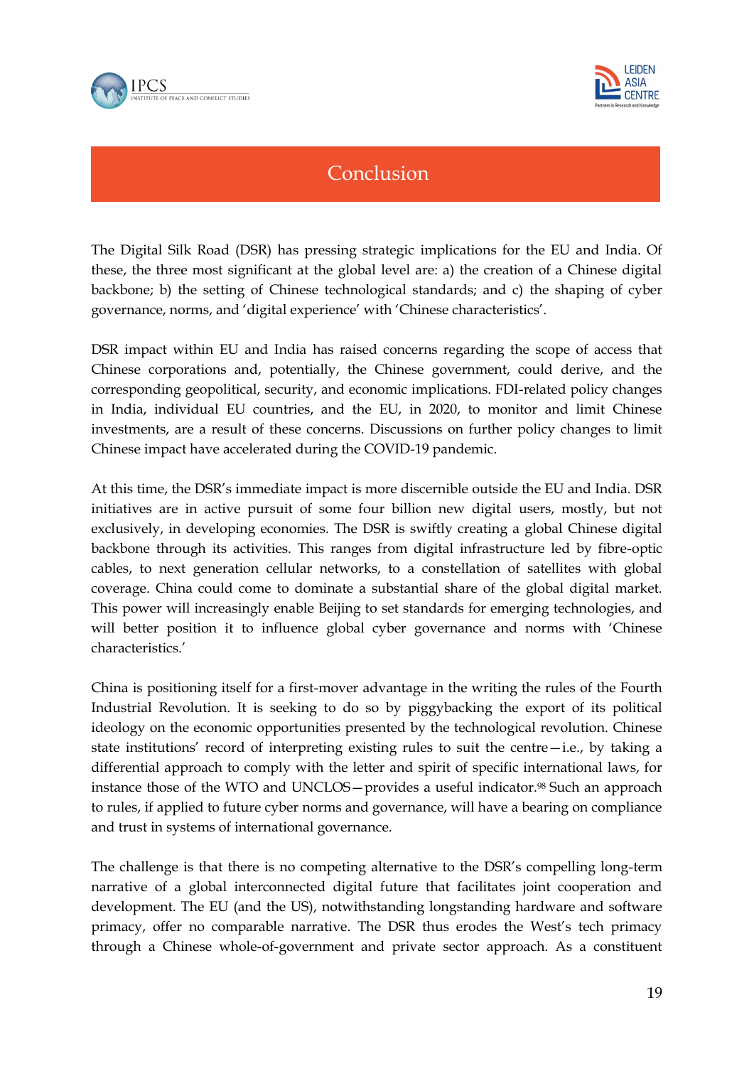# Conclusion

The Digital Silk Road (DSR) has pressing strategic implications for the EU and India. Of these, the three most significant at the global level are: a) the creation of a Chinese digital backbone; b) the setting of Chinese technological standards; and c) the shaping of cyber governance, norms, and 'digital experience' with 'Chinese characteristics'.

DSR impact within EU and India has raised concerns regarding the scope of access that Chinese corporations and, potentially, the Chinese government, could derive, and the corresponding geopolitical, security, and economic implications. FDI-related policy changes in India, individual EU countries, and the EU, in 2020, to monitor and limit Chinese investments, are a result of these concerns. Discussions on further policy changes to limit Chinese impact have accelerated during the COVID-19 pandemic.

At this time, the DSR's immediate impact is more discernible outside the EU and India. DSR initiatives are in active pursuit of some four billion new digital users, mostly, but not exclusively, in developing economies. The DSR is swiftly creating a global Chinese digital backbone through its activities. This ranges from digital infrastructure led by fibre-optic cables, to next generation cellular networks, to a constellation of satellites with global coverage. China could come to dominate a substantial share of the global digital market. This power will increasingly enable Beijing to set standards for emerging technologies, and will better position it to influence global cyber governance and norms with 'Chinese characteristics.'

China is positioning itself for a first-mover advantage in the writing the rules of the Fourth Industrial Revolution. It is seeking to do so by piggybacking the export of its political ideology on the economic opportunities presented by the technological revolution. Chinese state institutions' record of interpreting existing rules to suit the centre—i.e., by taking a differential approach to comply with the letter and spirit of specific international laws, for instance those of the WTO and UNCLOS—provides a useful indicator.[98] Such an approach to rules, if applied to future cyber norms and governance, will have a bearing on compliance and trust in systems of international governance.

The challenge is that there is no competing alternative to the DSR's compelling long-term narrative of a global interconnected digital future that facilitates joint cooperation and development. The EU (and the US), notwithstanding longstanding hardware and software primacy, offer no comparable narrative. The DSR thus erodes the West's tech primacy through a Chinese whole-of-government and private sector approach. As a constituent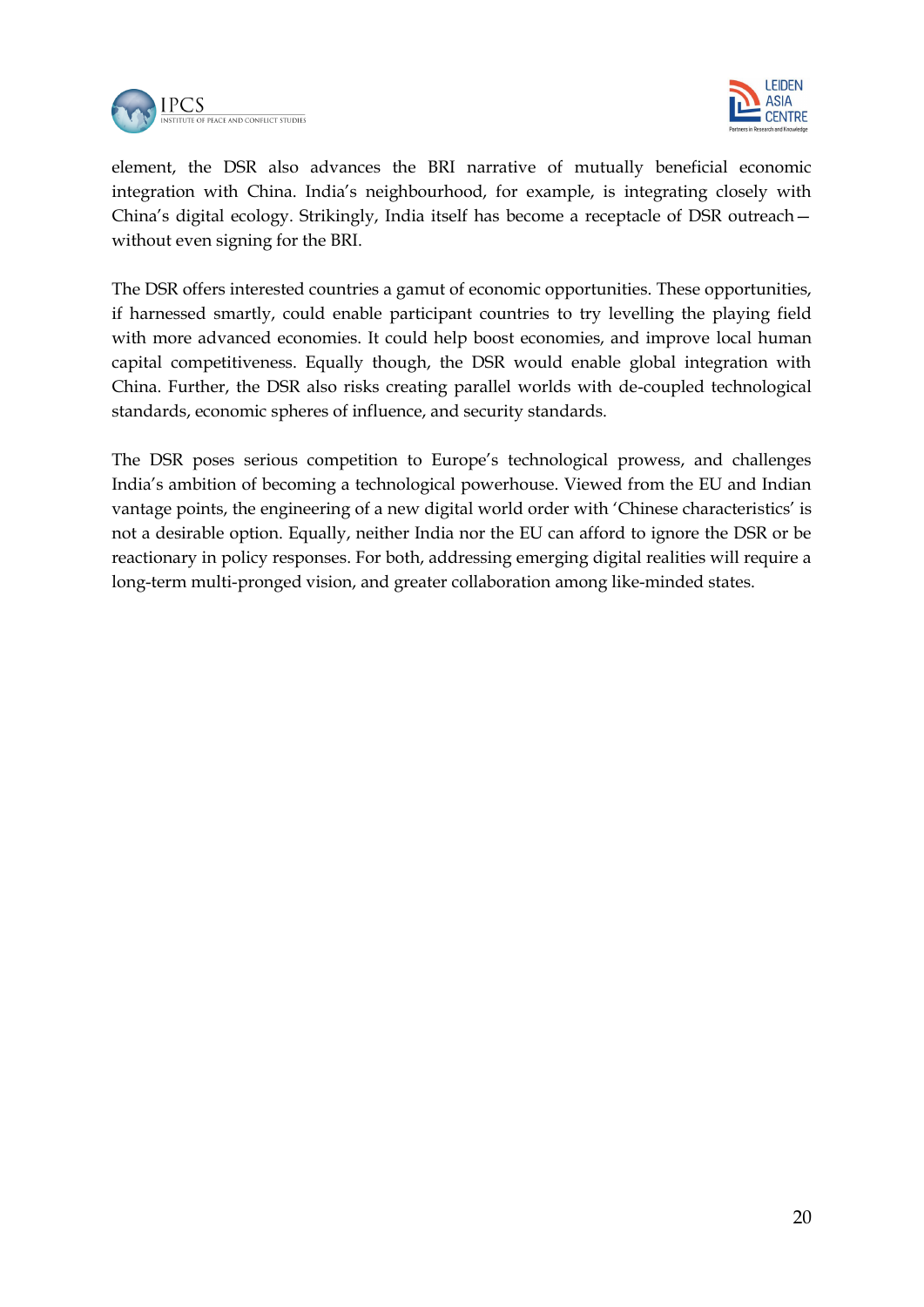element, the DSR also advances the BRI narrative of mutually beneficial economic integration with China. India's neighbourhood, for example, is integrating closely with China's digital ecology. Strikingly, India itself has become a receptacle of DSR outreach—without even signing for the BRI.

The DSR offers interested countries a gamut of economic opportunities. These opportunities, if harnessed smartly, could enable participant countries to try levelling the playing field with more advanced economies. It could help boost economies, and improve local human capital competitiveness. Equally though, the DSR would enable global integration with China. Further, the DSR also risks creating parallel worlds with de-coupled technological standards, economic spheres of influence, and security standards.

The DSR poses serious competition to Europe's technological prowess, and challenges India's ambition of becoming a technological powerhouse. Viewed from the EU and Indian vantage points, the engineering of a new digital world order with 'Chinese characteristics' is not a desirable option. Equally, neither India nor the EU can afford to ignore the DSR or be reactionary in policy responses. For both, addressing emerging digital realities will require a long-term multi-pronged vision, and greater collaboration among like-minded states.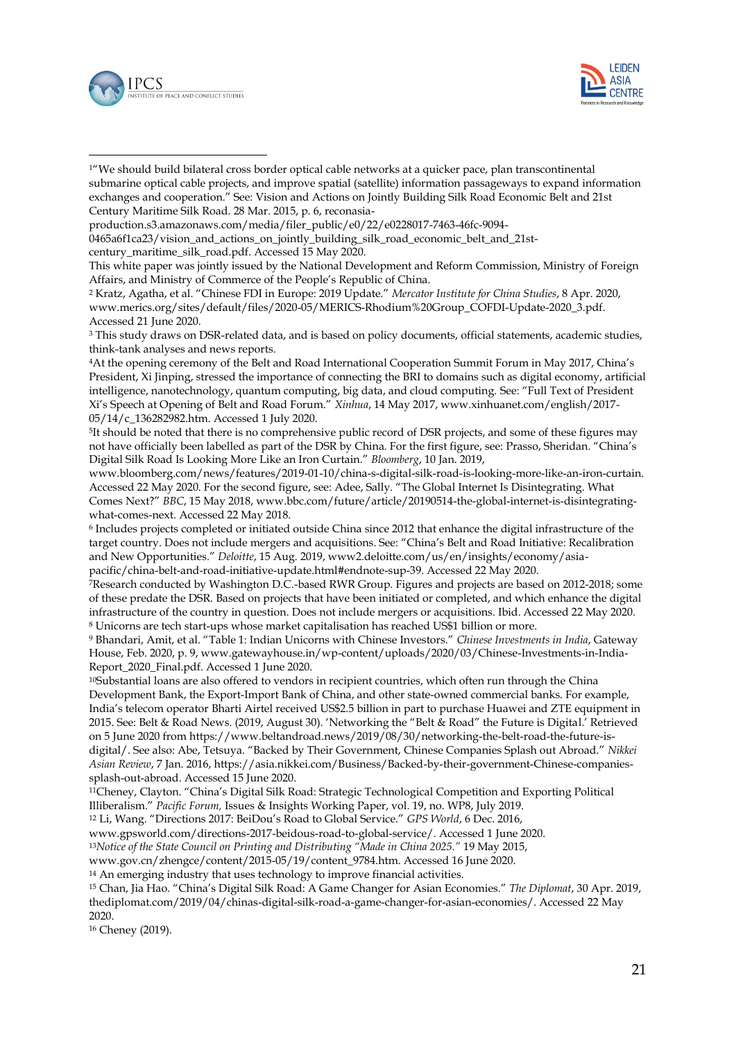[1]"We should build bilateral cross border optical cable networks at a quicker pace, plan transcontinental submarine optical cable projects, and improve spatial (satellite) information passageways to expand information exchanges and cooperation." See: Vision and Actions on Jointly Building Silk Road Economic Belt and 21st Century Maritime Silk Road. 28 Mar. 2015, p. 6, reconasia-production.s3.amazonaws.com/media/filer_public/e0/22/e0228017-7463-46fc-9094-0465a6f1ca23/vision_and_actions_on_jointly_building_silk_road_economic_belt_and_21st-century_maritime_silk_road.pdf. Accessed 15 May 2020.
This white paper was jointly issued by the National Development and Reform Commission, Ministry of Foreign Affairs, and Ministry of Commerce of the People's Republic of China.

[2] Kratz, Agatha, et al. "Chinese FDI in Europe: 2019 Update." *Mercator Institute for China Studies*, 8 Apr. 2020, www.merics.org/sites/default/files/2020-05/MERICS-Rhodium%20Group_COFDI-Update-2020_3.pdf. Accessed 21 June 2020.

[3] This study draws on DSR-related data, and is based on policy documents, official statements, academic studies, think-tank analyses and news reports.

[4]At the opening ceremony of the Belt and Road International Cooperation Summit Forum in May 2017, China's President, Xi Jinping, stressed the importance of connecting the BRI to domains such as digital economy, artificial intelligence, nanotechnology, quantum computing, big data, and cloud computing. See: "Full Text of President Xi's Speech at Opening of Belt and Road Forum." *Xinhua*, 14 May 2017, www.xinhuanet.com/english/2017-05/14/c_136282982.htm. Accessed 1 July 2020.

[5]It should be noted that there is no comprehensive public record of DSR projects, and some of these figures may not have officially been labelled as part of the DSR by China. For the first figure, see: Prasso, Sheridan. "China's Digital Silk Road Is Looking More Like an Iron Curtain." *Bloomberg*, 10 Jan. 2019, www.bloomberg.com/news/features/2019-01-10/china-s-digital-silk-road-is-looking-more-like-an-iron-curtain. Accessed 22 May 2020. For the second figure, see: Adee, Sally. "The Global Internet Is Disintegrating. What Comes Next?" *BBC*, 15 May 2018, www.bbc.com/future/article/20190514-the-global-internet-is-disintegrating-what-comes-next. Accessed 22 May 2018.

[6] Includes projects completed or initiated outside China since 2012 that enhance the digital infrastructure of the target country. Does not include mergers and acquisitions. See: "China's Belt and Road Initiative: Recalibration and New Opportunities." *Deloitte*, 15 Aug. 2019, www2.deloitte.com/us/en/insights/economy/asia-pacific/china-belt-and-road-initiative-update.html#endnote-sup-39. Accessed 22 May 2020.

[7]Research conducted by Washington D.C.-based RWR Group. Figures and projects are based on 2012-2018; some of these predate the DSR. Based on projects that have been initiated or completed, and which enhance the digital infrastructure of the country in question. Does not include mergers or acquisitions. Ibid. Accessed 22 May 2020.

[8] Unicorns are tech start-ups whose market capitalisation has reached US$1 billion or more.

[9] Bhandari, Amit, et al. "Table 1: Indian Unicorns with Chinese Investors." *Chinese Investments in India*, Gateway House, Feb. 2020, p. 9, www.gatewayhouse.in/wp-content/uploads/2020/03/Chinese-Investments-in-India-Report_2020_Final.pdf. Accessed 1 June 2020.

[10]Substantial loans are also offered to vendors in recipient countries, which often run through the China Development Bank, the Export-Import Bank of China, and other state-owned commercial banks. For example, India's telecom operator Bharti Airtel received US$2.5 billion in part to purchase Huawei and ZTE equipment in 2015. See: Belt & Road News. (2019, August 30). 'Networking the "Belt & Road" the Future is Digital.' Retrieved on 5 June 2020 from https://www.beltandroad.news/2019/08/30/networking-the-belt-road-the-future-is-digital/. See also: Abe, Tetsuya. "Backed by Their Government, Chinese Companies Splash out Abroad." *Nikkei Asian Review*, 7 Jan. 2016, https://asia.nikkei.com/Business/Backed-by-their-government-Chinese-companies-splash-out-abroad. Accessed 15 June 2020.

[11]Cheney, Clayton. "China's Digital Silk Road: Strategic Technological Competition and Exporting Political Illiberalism." *Pacific Forum,* Issues & Insights Working Paper, vol. 19, no. WP8, July 2019.

[12] Li, Wang. "Directions 2017: BeiDou's Road to Global Service." *GPS World*, 6 Dec. 2016, www.gpsworld.com/directions-2017-beidous-road-to-global-service/. Accessed 1 June 2020.

[13]*Notice of the State Council on Printing and Distributing "Made in China 2025."* 19 May 2015, www.gov.cn/zhengce/content/2015-05/19/content_9784.htm. Accessed 16 June 2020.

[14] An emerging industry that uses technology to improve financial activities.

[15] Chan, Jia Hao. "China's Digital Silk Road: A Game Changer for Asian Economies." *The Diplomat*, 30 Apr. 2019, thediplomat.com/2019/04/chinas-digital-silk-road-a-game-changer-for-asian-economies/. Accessed 22 May 2020.

[16] Cheney (2019).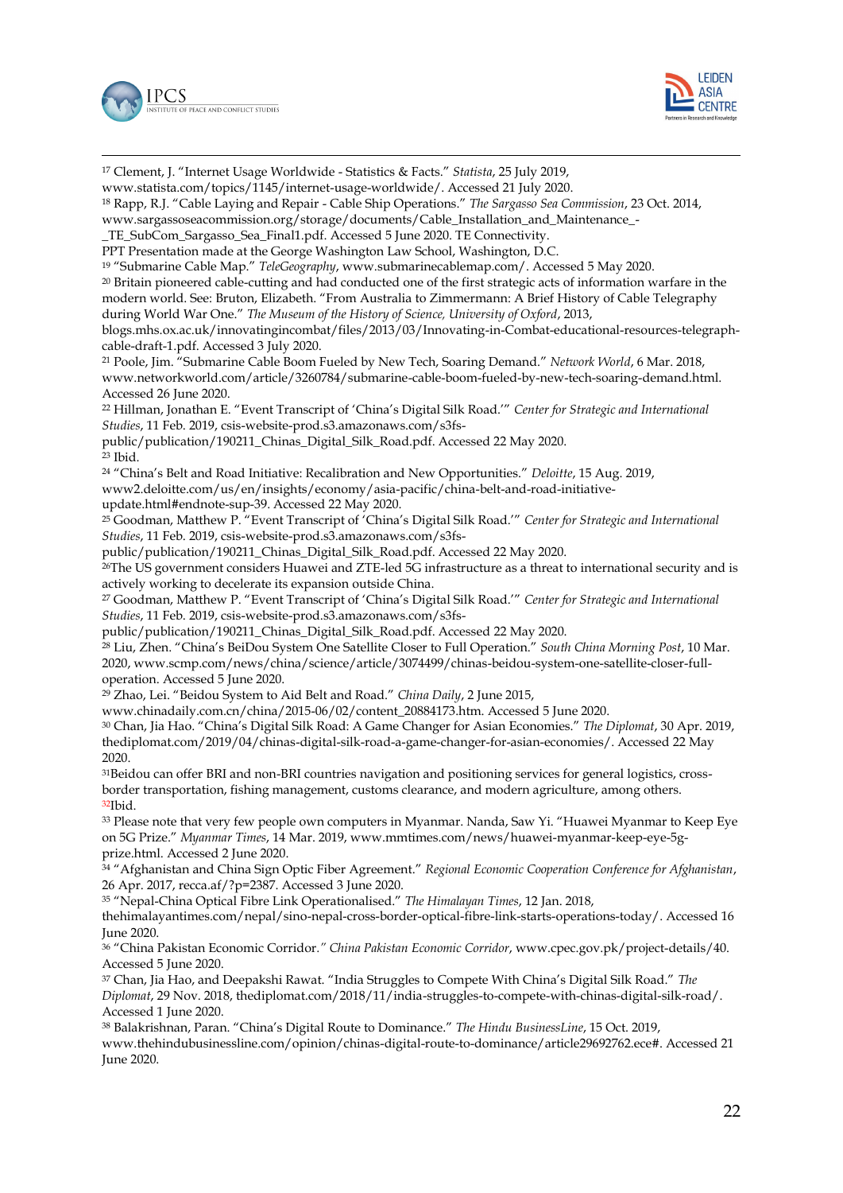[17] Clement, J. "Internet Usage Worldwide - Statistics & Facts." *Statista*, 25 July 2019, www.statista.com/topics/1145/internet-usage-worldwide/. Accessed 21 July 2020.

[18] Rapp, R.J. "Cable Laying and Repair - Cable Ship Operations." *The Sargasso Sea Commission*, 23 Oct. 2014, www.sargassoseacommission.org/storage/documents/Cable_Installation_and_Maintenance_-_TE_SubCom_Sargasso_Sea_Final1.pdf. Accessed 5 June 2020. TE Connectivity. PPT Presentation made at the George Washington Law School, Washington, D.C.

[19] "Submarine Cable Map." *TeleGeography*, www.submarinecablemap.com/. Accessed 5 May 2020.

[20] Britain pioneered cable-cutting and had conducted one of the first strategic acts of information warfare in the modern world. See: Bruton, Elizabeth. "From Australia to Zimmermann: A Brief History of Cable Telegraphy during World War One." *The Museum of the History of Science, University of Oxford*, 2013, blogs.mhs.ox.ac.uk/innovatingincombat/files/2013/03/Innovating-in-Combat-educational-resources-telegraph-cable-draft-1.pdf. Accessed 3 July 2020.

[21] Poole, Jim. "Submarine Cable Boom Fueled by New Tech, Soaring Demand." *Network World*, 6 Mar. 2018, www.networkworld.com/article/3260784/submarine-cable-boom-fueled-by-new-tech-soaring-demand.html. Accessed 26 June 2020.

[22] Hillman, Jonathan E. "Event Transcript of 'China's Digital Silk Road.'" *Center for Strategic and International Studies*, 11 Feb. 2019, csis-website-prod.s3.amazonaws.com/s3fs-public/publication/190211_Chinas_Digital_Silk_Road.pdf. Accessed 22 May 2020.

[23] Ibid.

[24] "China's Belt and Road Initiative: Recalibration and New Opportunities." *Deloitte*, 15 Aug. 2019, www2.deloitte.com/us/en/insights/economy/asia-pacific/china-belt-and-road-initiative-update.html#endnote-sup-39. Accessed 22 May 2020.

[25] Goodman, Matthew P. "Event Transcript of 'China's Digital Silk Road.'" *Center for Strategic and International Studies*, 11 Feb. 2019, csis-website-prod.s3.amazonaws.com/s3fs-public/publication/190211_Chinas_Digital_Silk_Road.pdf. Accessed 22 May 2020.

[26] The US government considers Huawei and ZTE-led 5G infrastructure as a threat to international security and is actively working to decelerate its expansion outside China.

[27] Goodman, Matthew P. "Event Transcript of 'China's Digital Silk Road.'" *Center for Strategic and International Studies*, 11 Feb. 2019, csis-website-prod.s3.amazonaws.com/s3fs-public/publication/190211_Chinas_Digital_Silk_Road.pdf. Accessed 22 May 2020.

[28] Liu, Zhen. "China's BeiDou System One Satellite Closer to Full Operation." *South China Morning Post*, 10 Mar. 2020, www.scmp.com/news/china/science/article/3074499/chinas-beidou-system-one-satellite-closer-full-operation. Accessed 5 June 2020.

[29] Zhao, Lei. "Beidou System to Aid Belt and Road." *China Daily*, 2 June 2015, www.chinadaily.com.cn/china/2015-06/02/content_20884173.htm. Accessed 5 June 2020.

[30] Chan, Jia Hao. "China's Digital Silk Road: A Game Changer for Asian Economies." *The Diplomat*, 30 Apr. 2019, thediplomat.com/2019/04/chinas-digital-silk-road-a-game-changer-for-asian-economies/. Accessed 22 May 2020.

[31] Beidou can offer BRI and non-BRI countries navigation and positioning services for general logistics, cross-border transportation, fishing management, customs clearance, and modern agriculture, among others.

[32] Ibid.

[33] Please note that very few people own computers in Myanmar. Nanda, Saw Yi. "Huawei Myanmar to Keep Eye on 5G Prize." *Myanmar Times*, 14 Mar. 2019, www.mmtimes.com/news/huawei-myanmar-keep-eye-5g-prize.html. Accessed 2 June 2020.

[34] "Afghanistan and China Sign Optic Fiber Agreement." *Regional Economic Cooperation Conference for Afghanistan*, 26 Apr. 2017, recca.af/?p=2387. Accessed 3 June 2020.

[35] "Nepal-China Optical Fibre Link Operationalised." *The Himalayan Times*, 12 Jan. 2018, thehimalayantimes.com/nepal/sino-nepal-cross-border-optical-fibre-link-starts-operations-today/. Accessed 16 June 2020.

[36] "China Pakistan Economic Corridor." *China Pakistan Economic Corridor*, www.cpec.gov.pk/project-details/40. Accessed 5 June 2020.

[37] Chan, Jia Hao, and Deepakshi Rawat. "India Struggles to Compete With China's Digital Silk Road." *The Diplomat*, 29 Nov. 2018, thediplomat.com/2018/11/india-struggles-to-compete-with-chinas-digital-silk-road/. Accessed 1 June 2020.

[38] Balakrishnan, Paran. "China's Digital Route to Dominance." *The Hindu BusinessLine*, 15 Oct. 2019, www.thehindubusinessline.com/opinion/chinas-digital-route-to-dominance/article29692762.ece#. Accessed 21 June 2020.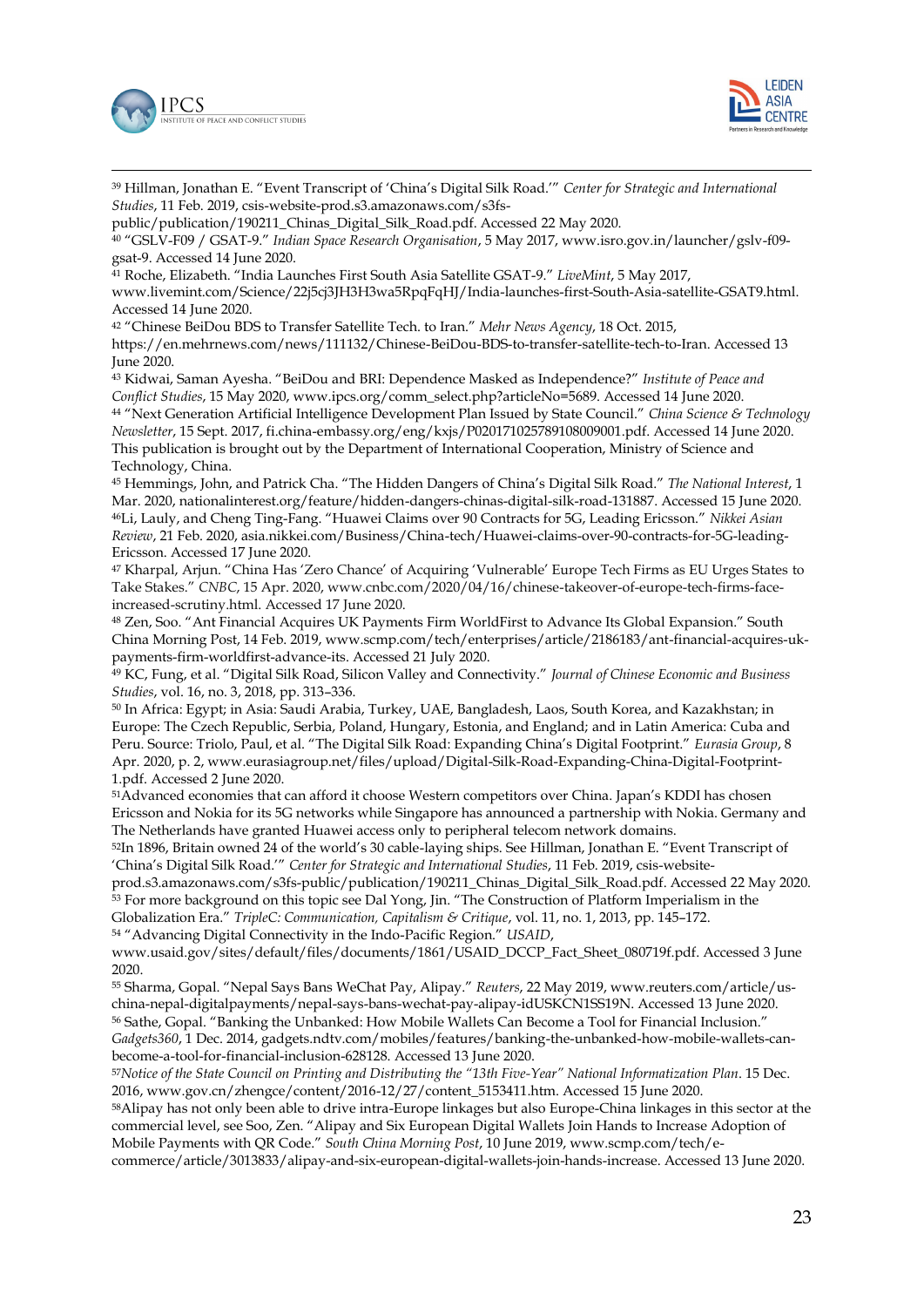[39] Hillman, Jonathan E. "Event Transcript of 'China's Digital Silk Road.'" *Center for Strategic and International Studies*, 11 Feb. 2019, csis-website-prod.s3.amazonaws.com/s3fs-public/publication/190211_Chinas_Digital_Silk_Road.pdf. Accessed 22 May 2020.

[40] "GSLV-F09 / GSAT-9." *Indian Space Research Organisation*, 5 May 2017, www.isro.gov.in/launcher/gslv-f09-gsat-9. Accessed 14 June 2020.

[41] Roche, Elizabeth. "India Launches First South Asia Satellite GSAT-9." *LiveMint*, 5 May 2017, www.livemint.com/Science/22j5cj3JH3H3wa5RpqFqHJ/India-launches-first-South-Asia-satellite-GSAT9.html. Accessed 14 June 2020.

[42] "Chinese BeiDou BDS to Transfer Satellite Tech. to Iran." *Mehr News Agency*, 18 Oct. 2015, https://en.mehrnews.com/news/111132/Chinese-BeiDou-BDS-to-transfer-satellite-tech-to-Iran. Accessed 13 June 2020.

[43] Kidwai, Saman Ayesha. "BeiDou and BRI: Dependence Masked as Independence?" *Institute of Peace and Conflict Studies*, 15 May 2020, www.ipcs.org/comm_select.php?articleNo=5689. Accessed 14 June 2020.

[44] "Next Generation Artificial Intelligence Development Plan Issued by State Council." *China Science & Technology Newsletter*, 15 Sept. 2017, fi.china-embassy.org/eng/kxjs/P020171025789108009001.pdf. Accessed 14 June 2020. This publication is brought out by the Department of International Cooperation, Ministry of Science and Technology, China.

[45] Hemmings, John, and Patrick Cha. "The Hidden Dangers of China's Digital Silk Road." *The National Interest*, 1 Mar. 2020, nationalinterest.org/feature/hidden-dangers-chinas-digital-silk-road-131887. Accessed 15 June 2020.

[46] Li, Lauly, and Cheng Ting-Fang. "Huawei Claims over 90 Contracts for 5G, Leading Ericsson." *Nikkei Asian Review*, 21 Feb. 2020, asia.nikkei.com/Business/China-tech/Huawei-claims-over-90-contracts-for-5G-leading-Ericsson. Accessed 17 June 2020.

[47] Kharpal, Arjun. "China Has 'Zero Chance' of Acquiring 'Vulnerable' Europe Tech Firms as EU Urges States to Take Stakes." *CNBC*, 15 Apr. 2020, www.cnbc.com/2020/04/16/chinese-takeover-of-europe-tech-firms-face-increased-scrutiny.html. Accessed 17 June 2020.

[48] Zen, Soo. "Ant Financial Acquires UK Payments Firm WorldFirst to Advance Its Global Expansion." South China Morning Post, 14 Feb. 2019, www.scmp.com/tech/enterprises/article/2186183/ant-financial-acquires-uk-payments-firm-worldfirst-advance-its. Accessed 21 July 2020.

[49] KC, Fung, et al. "Digital Silk Road, Silicon Valley and Connectivity." *Journal of Chinese Economic and Business Studies*, vol. 16, no. 3, 2018, pp. 313–336.

[50] In Asia: Saudi Arabia, Turkey, UAE, Bangladesh, Laos, South Korea, and Kazakhstan; in Africa: Egypt; in Europe: The Czech Republic, Serbia, Poland, Hungary, Estonia, and England; and in Latin America: Cuba and Peru. Source: Triolo, Paul, et al. "The Digital Silk Road: Expanding China's Digital Footprint." *Eurasia Group*, 8 Apr. 2020, p. 2, www.eurasiagroup.net/files/upload/Digital-Silk-Road-Expanding-China-Digital-Footprint-1.pdf. Accessed 2 June 2020.

[51] Advanced economies that can afford it choose Western competitors over China. Japan's KDDI has chosen Ericsson and Nokia for its 5G networks while Singapore has announced a partnership with Nokia. Germany and The Netherlands have granted Huawei access only to peripheral telecom network domains.

[52] In 1896, Britain owned 24 of the world's 30 cable-laying ships. See Hillman, Jonathan E. "Event Transcript of 'China's Digital Silk Road.'" *Center for Strategic and International Studies*, 11 Feb. 2019, csis-website-prod.s3.amazonaws.com/s3fs-public/publication/190211_Chinas_Digital_Silk_Road.pdf. Accessed 22 May 2020.

[53] For more background on this topic see Dal Yong, Jin. "The Construction of Platform Imperialism in the Globalization Era." *TripleC: Communication, Capitalism & Critique*, vol. 11, no. 1, 2013, pp. 145–172.

[54] "Advancing Digital Connectivity in the Indo-Pacific Region." *USAID*, www.usaid.gov/sites/default/files/documents/1861/USAID_DCCP_Fact_Sheet_080719f.pdf. Accessed 3 June 2020.

[55] Sharma, Gopal. "Nepal Says Bans WeChat Pay, Alipay." *Reuters*, 22 May 2019, www.reuters.com/article/us-china-nepal-digitalpayments/nepal-says-bans-wechat-pay-alipay-idUSKCN1SS19N. Accessed 13 June 2020.

[56] Sathe, Gopal. "Banking the Unbanked: How Mobile Wallets Can Become a Tool for Financial Inclusion." *Gadgets360*, 1 Dec. 2014, gadgets.ndtv.com/mobiles/features/banking-the-unbanked-how-mobile-wallets-can-become-a-tool-for-financial-inclusion-628128. Accessed 13 June 2020.

[57] *Notice of the State Council on Printing and Distributing the "13th Five-Year" National Informatization Plan*. 15 Dec. 2016, www.gov.cn/zhengce/content/2016-12/27/content_5153411.htm. Accessed 15 June 2020.

[58] Alipay has not only been able to drive intra-Europe linkages but also Europe-China linkages in this sector at the commercial level, see Soo, Zen. "Alipay and Six European Digital Wallets Join Hands to Increase Adoption of Mobile Payments with QR Code." *South China Morning Post*, 10 June 2019, www.scmp.com/tech/e-commerce/article/3013833/alipay-and-six-european-digital-wallets-join-hands-increase. Accessed 13 June 2020.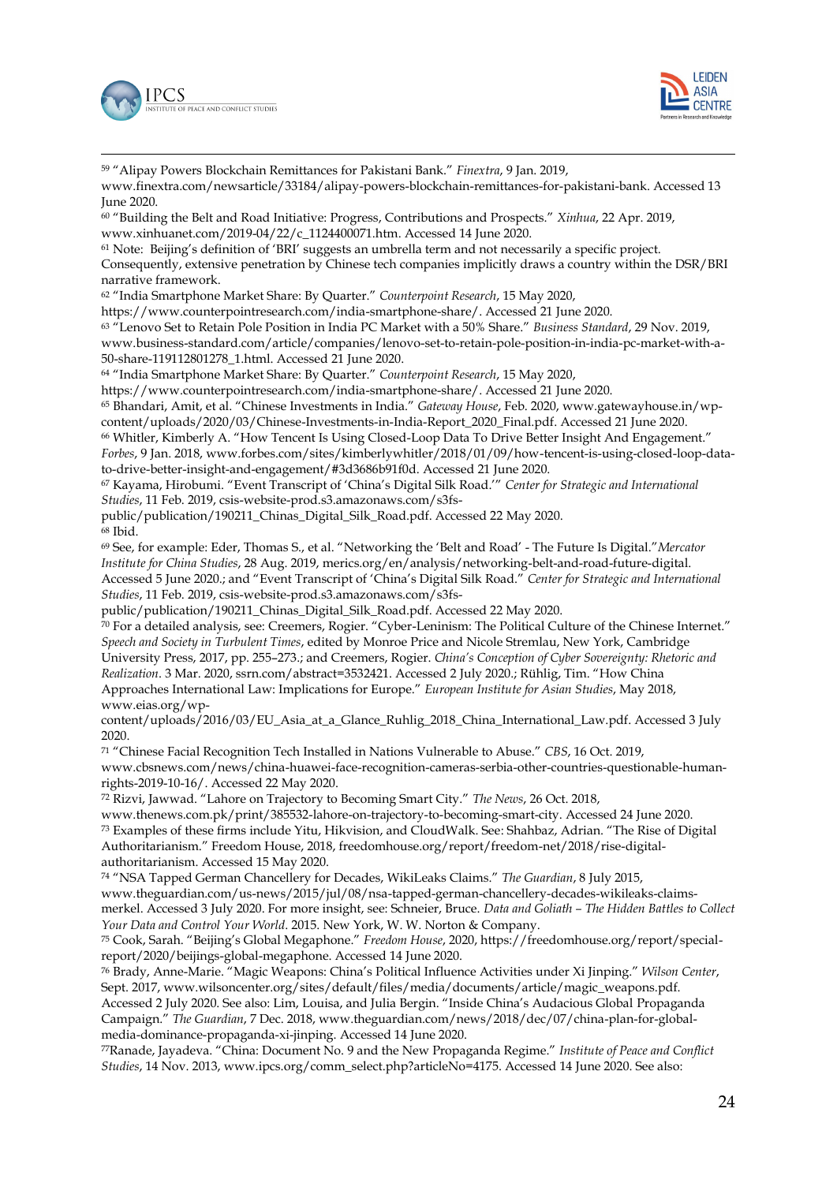[59] "Alipay Powers Blockchain Remittances for Pakistani Bank." *Finextra*, 9 Jan. 2019, www.finextra.com/newsarticle/33184/alipay-powers-blockchain-remittances-for-pakistani-bank. Accessed 13 June 2020.

[60] "Building the Belt and Road Initiative: Progress, Contributions and Prospects." *Xinhua*, 22 Apr. 2019, www.xinhuanet.com/2019-04/22/c_1124400071.htm. Accessed 14 June 2020.

[61] Note: Beijing's definition of 'BRI' suggests an umbrella term and not necessarily a specific project. Consequently, extensive penetration by Chinese tech companies implicitly draws a country within the DSR/BRI narrative framework.

[62] "India Smartphone Market Share: By Quarter." *Counterpoint Research*, 15 May 2020, https://www.counterpointresearch.com/india-smartphone-share/. Accessed 21 June 2020.

[63] "Lenovo Set to Retain Pole Position in India PC Market with a 50% Share." *Business Standard*, 29 Nov. 2019, www.business-standard.com/article/companies/lenovo-set-to-retain-pole-position-in-india-pc-market-with-a-50-share-119112801278_1.html. Accessed 21 June 2020.

[64] "India Smartphone Market Share: By Quarter." *Counterpoint Research*, 15 May 2020, https://www.counterpointresearch.com/india-smartphone-share/. Accessed 21 June 2020.

[65] Bhandari, Amit, et al. "Chinese Investments in India." *Gateway House*, Feb. 2020, www.gatewayhouse.in/wp-content/uploads/2020/03/Chinese-Investments-in-India-Report_2020_Final.pdf. Accessed 21 June 2020.

[66] Whitler, Kimberly A. "How Tencent Is Using Closed-Loop Data To Drive Better Insight And Engagement." *Forbes*, 9 Jan. 2018, www.forbes.com/sites/kimberlywhitler/2018/01/09/how-tencent-is-using-closed-loop-data-to-drive-better-insight-and-engagement/#3d3686b91f0d. Accessed 21 June 2020.

[67] Kayama, Hirobumi. "Event Transcript of 'China's Digital Silk Road.'" *Center for Strategic and International Studies*, 11 Feb. 2019, csis-website-prod.s3.amazonaws.com/s3fs-public/publication/190211_Chinas_Digital_Silk_Road.pdf. Accessed 22 May 2020.

[68] Ibid.

[69] See, for example: Eder, Thomas S., et al. "Networking the 'Belt and Road' - The Future Is Digital."*Mercator Institute for China Studies*, 28 Aug. 2019, merics.org/en/analysis/networking-belt-and-road-future-digital. Accessed 5 June 2020.; and "Event Transcript of 'China's Digital Silk Road." *Center for Strategic and International Studies*, 11 Feb. 2019, csis-website-prod.s3.amazonaws.com/s3fs-public/publication/190211_Chinas_Digital_Silk_Road.pdf. Accessed 22 May 2020.

[70] For a detailed analysis, see: Creemers, Rogier. "Cyber-Leninism: The Political Culture of the Chinese Internet." *Speech and Society in Turbulent Times*, edited by Monroe Price and Nicole Stremlau, New York, Cambridge University Press, 2017, pp. 255–273.; and Creemers, Rogier. *China's Conception of Cyber Sovereignty: Rhetoric and Realization*. 3 Mar. 2020, ssrn.com/abstract=3532421. Accessed 2 July 2020.; Rühlig, Tim. "How China Approaches International Law: Implications for Europe." *European Institute for Asian Studies*, May 2018, www.eias.org/wp-content/uploads/2016/03/EU_Asia_at_a_Glance_Ruhlig_2018_China_International_Law.pdf. Accessed 3 July 2020.

[71] "Chinese Facial Recognition Tech Installed in Nations Vulnerable to Abuse." *CBS*, 16 Oct. 2019, www.cbsnews.com/news/china-huawei-face-recognition-cameras-serbia-other-countries-questionable-human-rights-2019-10-16/. Accessed 22 May 2020.

[72] Rizvi, Jawwad. "Lahore on Trajectory to Becoming Smart City." *The News*, 26 Oct. 2018, www.thenews.com.pk/print/385532-lahore-on-trajectory-to-becoming-smart-city. Accessed 24 June 2020.

[73] Examples of these firms include Yitu, Hikvision, and CloudWalk. See: Shahbaz, Adrian. "The Rise of Digital Authoritarianism." Freedom House, 2018, freedomhouse.org/report/freedom-net/2018/rise-digital-authoritarianism. Accessed 15 May 2020.

[74] "NSA Tapped German Chancellery for Decades, WikiLeaks Claims." *The Guardian*, 8 July 2015, www.theguardian.com/us-news/2015/jul/08/nsa-tapped-german-chancellery-decades-wikileaks-claims-merkel. Accessed 3 July 2020. For more insight, see: Schneier, Bruce. *Data and Goliath – The Hidden Battles to Collect Your Data and Control Your World*. 2015. New York, W. W. Norton & Company.

[75] Cook, Sarah. "Beijing's Global Megaphone." *Freedom House*, 2020, https://freedomhouse.org/report/special-report/2020/beijings-global-megaphone. Accessed 14 June 2020.

[76] Brady, Anne-Marie. "Magic Weapons: China's Political Influence Activities under Xi Jinping." *Wilson Center*, Sept. 2017, www.wilsoncenter.org/sites/default/files/media/documents/article/magic_weapons.pdf. Accessed 2 July 2020. See also: Lim, Louisa, and Julia Bergin. "Inside China's Audacious Global Propaganda Campaign." *The Guardian*, 7 Dec. 2018, www.theguardian.com/news/2018/dec/07/china-plan-for-global-media-dominance-propaganda-xi-jinping. Accessed 14 June 2020.

[77] Ranade, Jayadeva. "China: Document No. 9 and the New Propaganda Regime." *Institute of Peace and Conflict Studies*, 14 Nov. 2013, www.ipcs.org/comm_select.php?articleNo=4175. Accessed 14 June 2020. See also: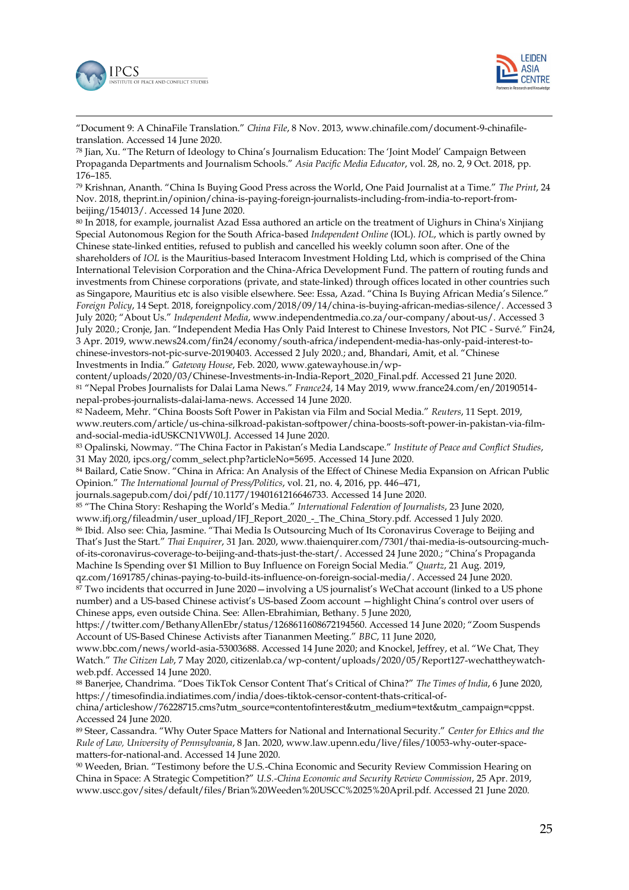"Document 9: A ChinaFile Translation." *China File*, 8 Nov. 2013, www.chinafile.com/document-9-chinafile-translation. Accessed 14 June 2020.

[78] Jian, Xu. "The Return of Ideology to China's Journalism Education: The 'Joint Model' Campaign Between Propaganda Departments and Journalism Schools." *Asia Pacific Media Educator*, vol. 28, no. 2, 9 Oct. 2018, pp. 176–185.

[79] Krishnan, Ananth. "China Is Buying Good Press across the World, One Paid Journalist at a Time." *The Print*, 24 Nov. 2018, theprint.in/opinion/china-is-paying-foreign-journalists-including-from-india-to-report-from-beijing/154013/. Accessed 14 June 2020.

[80] In 2018, for example, journalist Azad Essa authored an article on the treatment of Uighurs in China's Xinjiang Special Autonomous Region for the South Africa-based *Independent Online* (IOL). *IOL*, which is partly owned by Chinese state-linked entities, refused to publish and cancelled his weekly column soon after. One of the shareholders of *IOL* is the Mauritius-based Interacom Investment Holding Ltd, which is comprised of the China International Television Corporation and the China-Africa Development Fund. The pattern of routing funds and investments from Chinese corporations (private, and state-linked) through offices located in other countries such as Singapore, Mauritius etc is also visible elsewhere. See: Essa, Azad. "China Is Buying African Media's Silence." *Foreign Policy*, 14 Sept. 2018, foreignpolicy.com/2018/09/14/china-is-buying-african-medias-silence/. Accessed 3 July 2020; "About Us." *Independent Media*, www.independentmedia.co.za/our-company/about-us/. Accessed 3 July 2020.; Cronje, Jan. "Independent Media Has Only Paid Interest to Chinese Investors, Not PIC - Survé." Fin24, 3 Apr. 2019, www.news24.com/fin24/economy/south-africa/independent-media-has-only-paid-interest-to-chinese-investors-not-pic-surve-20190403. Accessed 2 July 2020.; and, Bhandari, Amit, et al. "Chinese Investments in India." *Gateway House*, Feb. 2020, www.gatewayhouse.in/wp-content/uploads/2020/03/Chinese-Investments-in-India-Report_2020_Final.pdf. Accessed 21 June 2020.

[81] "Nepal Probes Journalists for Dalai Lama News." *France24*, 14 May 2019, www.france24.com/en/20190514-nepal-probes-journalists-dalai-lama-news. Accessed 14 June 2020.

[82] Nadeem, Mehr. "China Boosts Soft Power in Pakistan via Film and Social Media." *Reuters*, 11 Sept. 2019, www.reuters.com/article/us-china-silkroad-pakistan-softpower/china-boosts-soft-power-in-pakistan-via-film-and-social-media-idUSKCN1VW0LJ. Accessed 14 June 2020.

[83] Opalinski, Nowmay. "The China Factor in Pakistan's Media Landscape." *Institute of Peace and Conflict Studies*, 31 May 2020, ipcs.org/comm_select.php?articleNo=5695. Accessed 14 June 2020.

[84] Bailard, Catie Snow. "China in Africa: An Analysis of the Effect of Chinese Media Expansion on African Public Opinion." *The International Journal of Press/Politics*, vol. 21, no. 4, 2016, pp. 446–471, journals.sagepub.com/doi/pdf/10.1177/1940161216646733. Accessed 14 June 2020.

[85] "The China Story: Reshaping the World's Media." *International Federation of Journalists*, 23 June 2020, www.ifj.org/fileadmin/user_upload/IFJ_Report_2020_-_The_China_Story.pdf. Accessed 1 July 2020.

[86] Ibid. Also see: Chia, Jasmine. "Thai Media Is Outsourcing Much of Its Coronavirus Coverage to Beijing and That's Just the Start." *Thai Enquirer*, 31 Jan. 2020, www.thaienquirer.com/7301/thai-media-is-outsourcing-much-of-its-coronavirus-coverage-to-beijing-and-thats-just-the-start/. Accessed 24 June 2020.; "China's Propaganda Machine Is Spending over $1 Million to Buy Influence on Foreign Social Media." *Quartz*, 21 Aug. 2019, qz.com/1691785/chinas-paying-to-build-its-influence-on-foreign-social-media/. Accessed 24 June 2020.

[87] Two incidents that occurred in June 2020—involving a US journalist's WeChat account (linked to a US phone number) and a US-based Chinese activist's US-based Zoom account —highlight China's control over users of Chinese apps, even outside China. See: Allen-Ebrahimian, Bethany. 5 June 2020, https://twitter.com/BethanyAllenEbr/status/1268611608672194560. Accessed 14 June 2020; "Zoom Suspends Account of US-Based Chinese Activists after Tiananmen Meeting." *BBC*, 11 June 2020, www.bbc.com/news/world-asia-53003688. Accessed 14 June 2020; and Knockel, Jeffrey, et al. "We Chat, They Watch." *The Citizen Lab*, 7 May 2020, citizenlab.ca/wp-content/uploads/2020/05/Report127-wechattheywatch-web.pdf. Accessed 14 June 2020.

[88] Banerjee, Chandrima. "Does TikTok Censor Content That's Critical of China?" *The Times of India*, 6 June 2020, https://timesofindia.indiatimes.com/india/does-tiktok-censor-content-thats-critical-of-china/articleshow/76228715.cms?utm_source=contentofinterest&utm_medium=text&utm_campaign=cppst. Accessed 24 June 2020.

[89] Steer, Cassandra. "Why Outer Space Matters for National and International Security." *Center for Ethics and the Rule of Law, University of Pennsylvania*, 8 Jan. 2020, www.law.upenn.edu/live/files/10053-why-outer-space-matters-for-national-and. Accessed 14 June 2020.

[90] Weeden, Brian. "Testimony before the U.S.-China Economic and Security Review Commission Hearing on China in Space: A Strategic Competition?" *U.S.-China Economic and Security Review Commission*, 25 Apr. 2019, www.uscc.gov/sites/default/files/Brian%20Weeden%20USCC%2025%20April.pdf. Accessed 21 June 2020.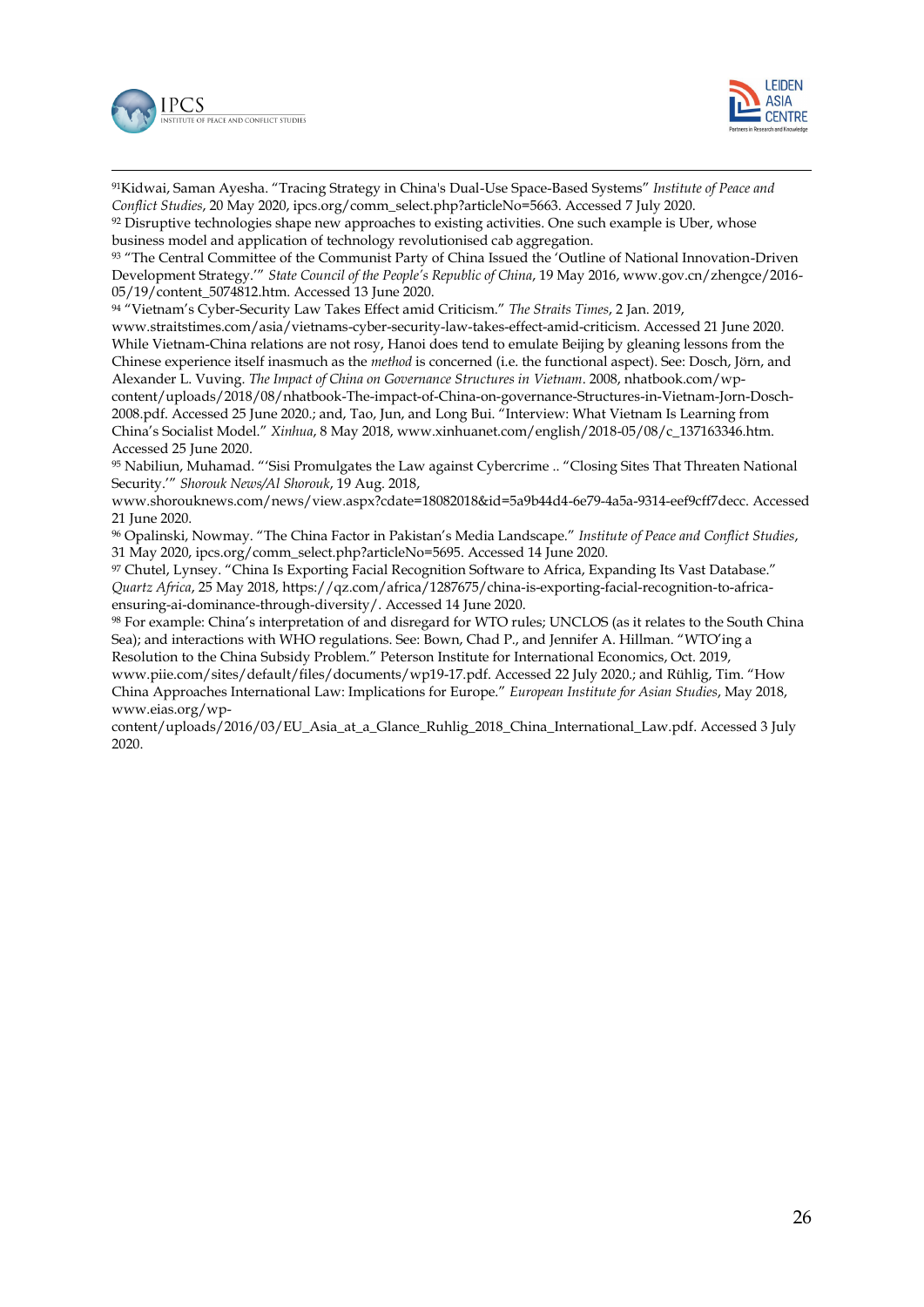[91]Kidwai, Saman Ayesha. "Tracing Strategy in China's Dual-Use Space-Based Systems" *Institute of Peace and Conflict Studies*, 20 May 2020, ipcs.org/comm_select.php?articleNo=5663. Accessed 7 July 2020.
[92] Disruptive technologies shape new approaches to existing activities. One such example is Uber, whose business model and application of technology revolutionised cab aggregation.
[93] "The Central Committee of the Communist Party of China Issued the 'Outline of National Innovation-Driven Development Strategy.'" *State Council of the People's Republic of China*, 19 May 2016, www.gov.cn/zhengce/2016-05/19/content_5074812.htm. Accessed 13 June 2020.
[94] "Vietnam's Cyber-Security Law Takes Effect amid Criticism." *The Straits Times*, 2 Jan. 2019, www.straitstimes.com/asia/vietnams-cyber-security-law-takes-effect-amid-criticism. Accessed 21 June 2020. While Vietnam-China relations are not rosy, Hanoi does tend to emulate Beijing by gleaning lessons from the Chinese experience itself inasmuch as the *method* is concerned (i.e. the functional aspect). See: Dosch, Jörn, and Alexander L. Vuving. *The Impact of China on Governance Structures in Vietnam*. 2008, nhatbook.com/wp-content/uploads/2018/08/nhatbook-The-impact-of-China-on-governance-Structures-in-Vietnam-Jorn-Dosch-2008.pdf. Accessed 25 June 2020.; and, Tao, Jun, and Long Bui. "Interview: What Vietnam Is Learning from China's Socialist Model." *Xinhua*, 8 May 2018, www.xinhuanet.com/english/2018-05/08/c_137163346.htm. Accessed 25 June 2020.
[95] Nabiliun, Muhamad. "'Sisi Promulgates the Law against Cybercrime .. "Closing Sites That Threaten National Security.'" *Shorouk News/Al Shorouk*, 19 Aug. 2018, www.shorouknews.com/news/view.aspx?cdate=18082018&id=5a9b44d4-6e79-4a5a-9314-eef9cff7decc. Accessed 21 June 2020.
[96] Opalinski, Nowmay. "The China Factor in Pakistan's Media Landscape." *Institute of Peace and Conflict Studies*, 31 May 2020, ipcs.org/comm_select.php?articleNo=5695. Accessed 14 June 2020.
[97] Chutel, Lynsey. "China Is Exporting Facial Recognition Software to Africa, Expanding Its Vast Database." *Quartz Africa*, 25 May 2018, https://qz.com/africa/1287675/china-is-exporting-facial-recognition-to-africa-ensuring-ai-dominance-through-diversity/. Accessed 14 June 2020.
[98] For example: China's interpretation of and disregard for WTO rules; UNCLOS (as it relates to the South China Sea); and interactions with WHO regulations. See: Bown, Chad P., and Jennifer A. Hillman. "WTO'ing a Resolution to the China Subsidy Problem." Peterson Institute for International Economics, Oct. 2019, www.piie.com/sites/default/files/documents/wp19-17.pdf. Accessed 22 July 2020.; and Rühlig, Tim. "How China Approaches International Law: Implications for Europe." *European Institute for Asian Studies*, May 2018, www.eias.org/wp-content/uploads/2016/03/EU_Asia_at_a_Glance_Ruhlig_2018_China_International_Law.pdf. Accessed 3 July 2020.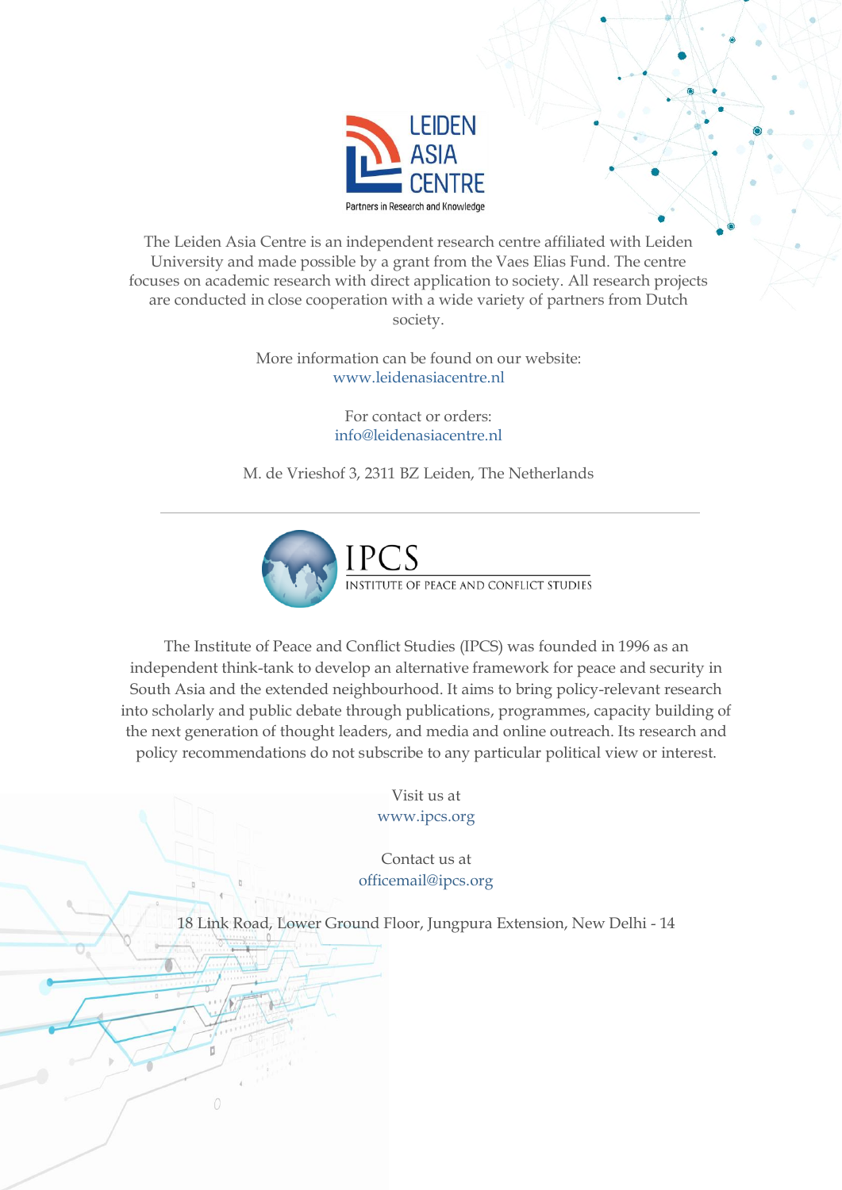LEIDEN ASIA CENTRE

Partners in Research and Knowledge

The Leiden Asia Centre is an independent research centre affiliated with Leiden University and made possible by a grant from the Vaes Elias Fund. The centre focuses on academic research with direct application to society. All research projects are conducted in close cooperation with a wide variety of partners from Dutch society.

More information can be found on our website:
www.leidenasiacentre.nl

For contact or orders:
info@leidenasiacentre.nl

M. de Vrieshof 3, 2311 BZ Leiden, The Netherlands

---

IPCS

INSTITUTE OF PEACE AND CONFLICT STUDIES

The Institute of Peace and Conflict Studies (IPCS) was founded in 1996 as an independent think-tank to develop an alternative framework for peace and security in South Asia and the extended neighbourhood. It aims to bring policy-relevant research into scholarly and public debate through publications, programmes, capacity building of the next generation of thought leaders, and media and online outreach. Its research and policy recommendations do not subscribe to any particular political view or interest.

Visit us at
www.ipcs.org

Contact us at
officemail@ipcs.org

18 Link Road, Lower Ground Floor, Jungpura Extension, New Delhi - 14